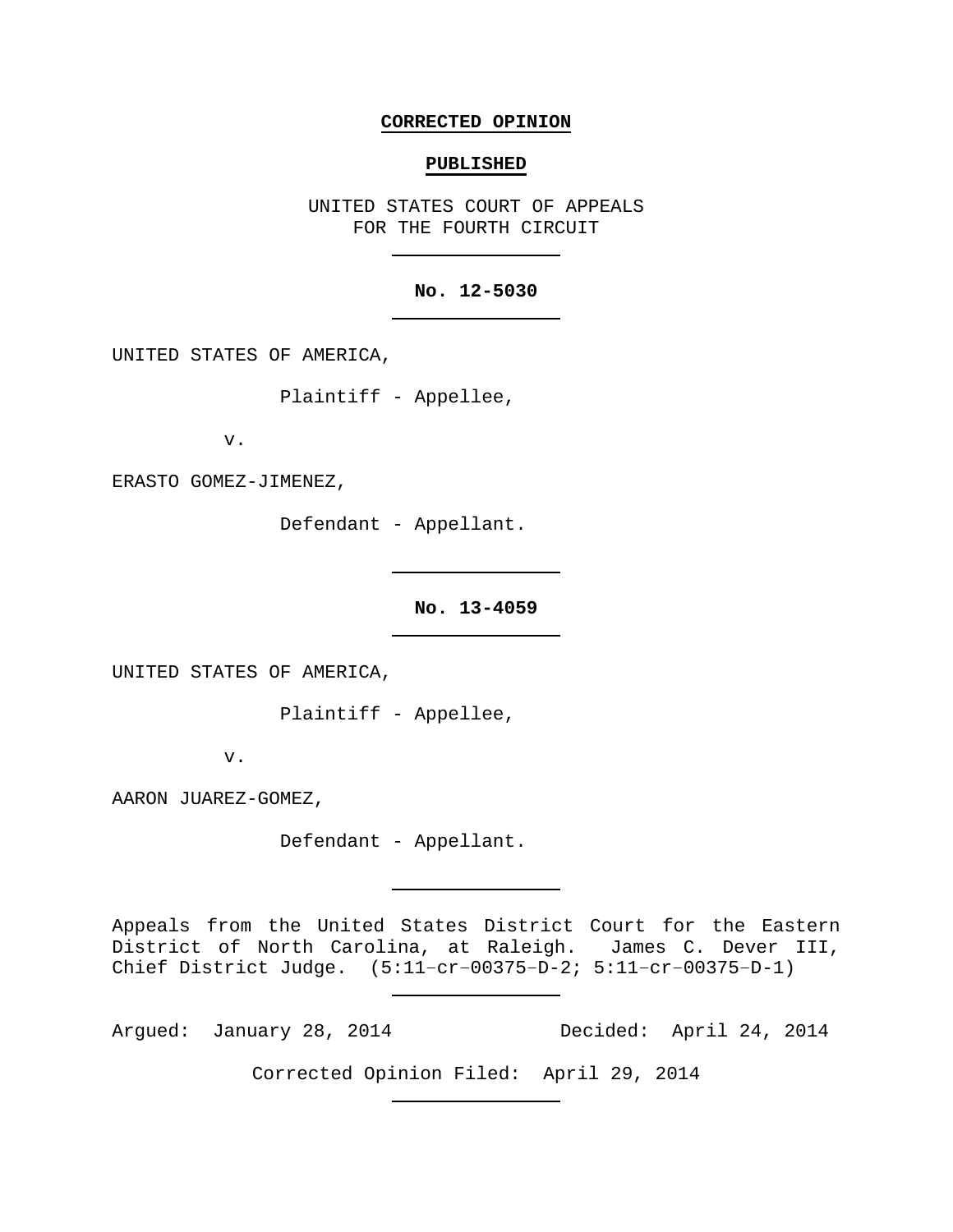**CORRECTED OPINION**

**PUBLISHED**

UNITED STATES COURT OF APPEALS
FOR THE FOURTH CIRCUIT

---

**No. 12-5030**

---

UNITED STATES OF AMERICA,

Plaintiff - Appellee,

v.

ERASTO GOMEZ-JIMENEZ,

Defendant - Appellant.

---

**No. 13-4059**

---

UNITED STATES OF AMERICA,

Plaintiff - Appellee,

v.

AARON JUAREZ-GOMEZ,

Defendant - Appellant.

---

Appeals from the United States District Court for the Eastern District of North Carolina, at Raleigh. James C. Dever III, Chief District Judge. (5:11-cr-00375-D-2; 5:11-cr-00375-D-1)

---

Argued: January 28, 2014 Decided: April 24, 2014

Corrected Opinion Filed: April 29, 2014

---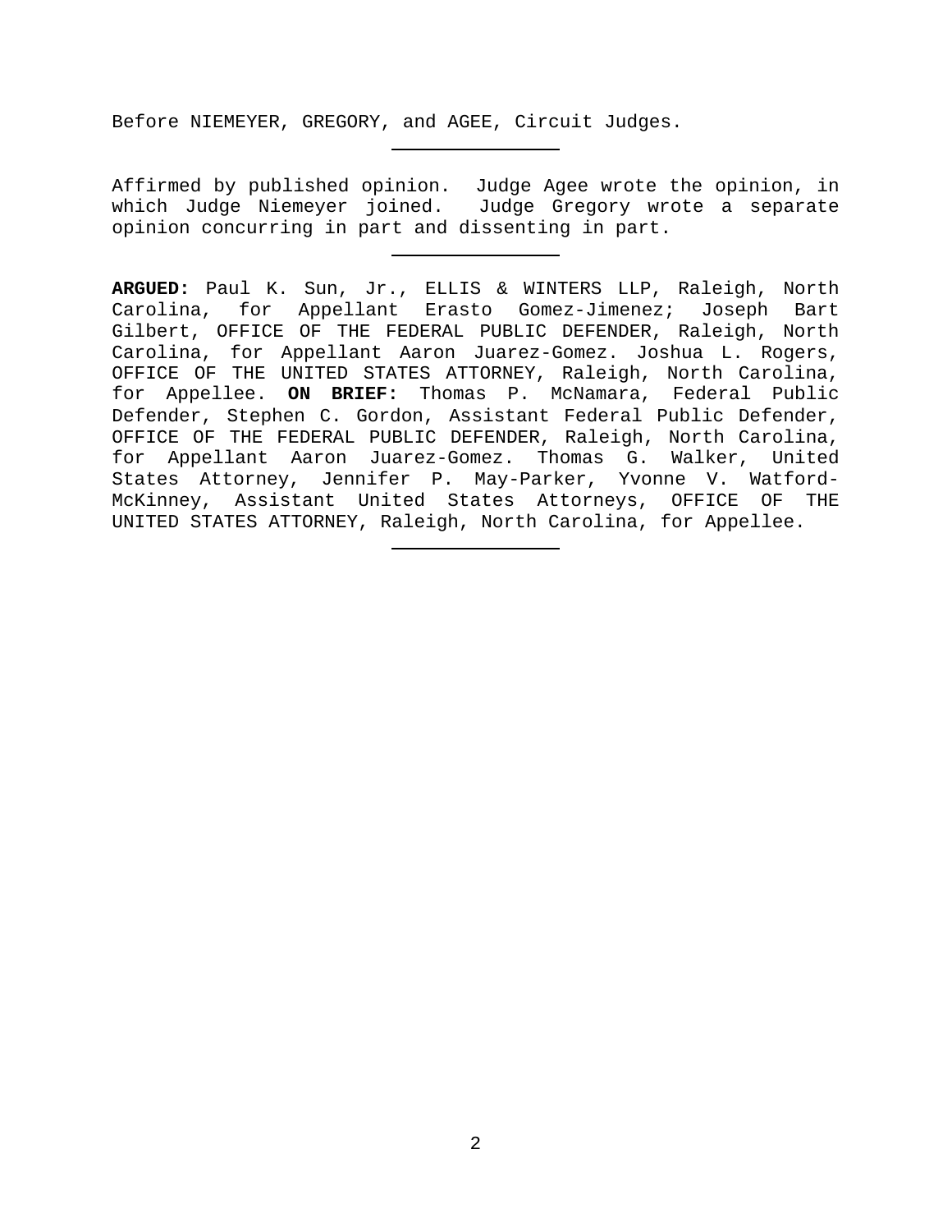Before NIEMEYER, GREGORY, and AGEE, Circuit Judges.

---

Affirmed by published opinion. Judge Agee wrote the opinion, in which Judge Niemeyer joined. Judge Gregory wrote a separate opinion concurring in part and dissenting in part.

---

**ARGUED:** Paul K. Sun, Jr., ELLIS & WINTERS LLP, Raleigh, North Carolina, for Appellant Erasto Gomez-Jimenez; Joseph Bart Gilbert, OFFICE OF THE FEDERAL PUBLIC DEFENDER, Raleigh, North Carolina, for Appellant Aaron Juarez-Gomez. Joshua L. Rogers, OFFICE OF THE UNITED STATES ATTORNEY, Raleigh, North Carolina, for Appellee. **ON BRIEF:** Thomas P. McNamara, Federal Public Defender, Stephen C. Gordon, Assistant Federal Public Defender, OFFICE OF THE FEDERAL PUBLIC DEFENDER, Raleigh, North Carolina, for Appellant Aaron Juarez-Gomez. Thomas G. Walker, United States Attorney, Jennifer P. May-Parker, Yvonne V. Watford-McKinney, Assistant United States Attorneys, OFFICE OF THE UNITED STATES ATTORNEY, Raleigh, North Carolina, for Appellee.

---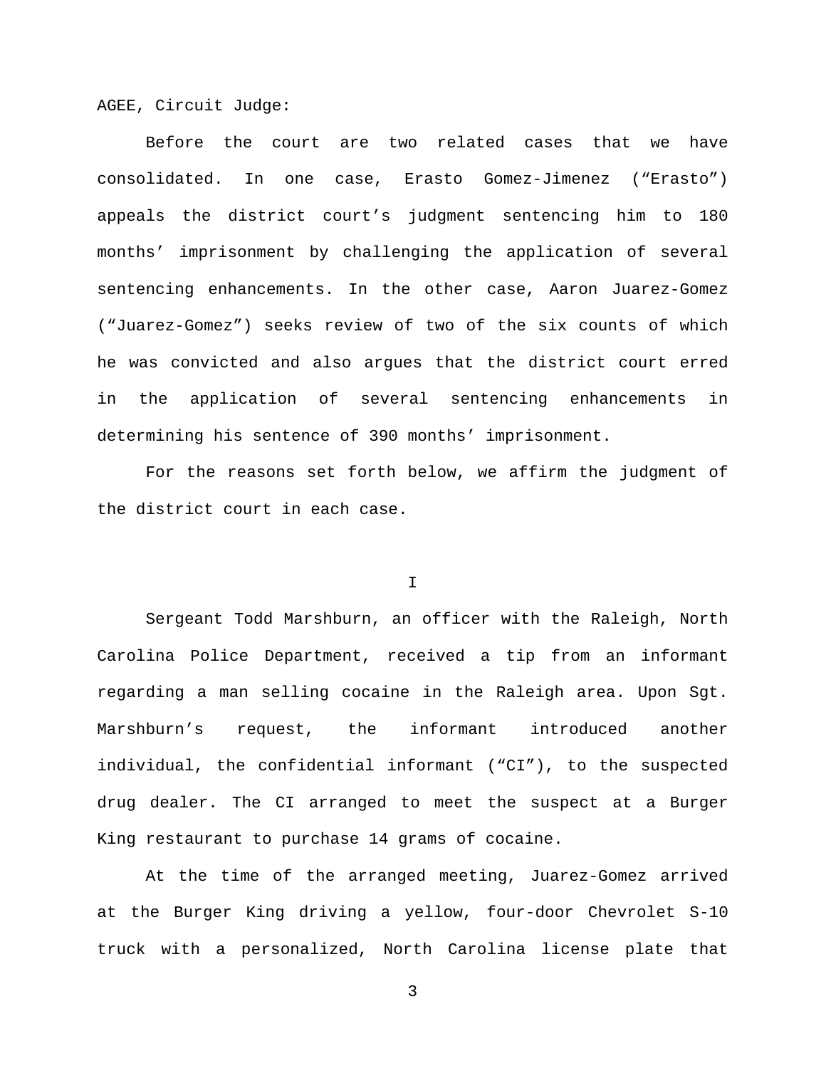AGEE, Circuit Judge:

Before the court are two related cases that we have consolidated. In one case, Erasto Gomez-Jimenez ("Erasto") appeals the district court's judgment sentencing him to 180 months' imprisonment by challenging the application of several sentencing enhancements. In the other case, Aaron Juarez-Gomez ("Juarez-Gomez") seeks review of two of the six counts of which he was convicted and also argues that the district court erred in the application of several sentencing enhancements in determining his sentence of 390 months' imprisonment.

For the reasons set forth below, we affirm the judgment of the district court in each case.

# I

Sergeant Todd Marshburn, an officer with the Raleigh, North Carolina Police Department, received a tip from an informant regarding a man selling cocaine in the Raleigh area. Upon Sgt. Marshburn's request, the informant introduced another individual, the confidential informant ("CI"), to the suspected drug dealer. The CI arranged to meet the suspect at a Burger King restaurant to purchase 14 grams of cocaine.

At the time of the arranged meeting, Juarez-Gomez arrived at the Burger King driving a yellow, four-door Chevrolet S-10 truck with a personalized, North Carolina license plate that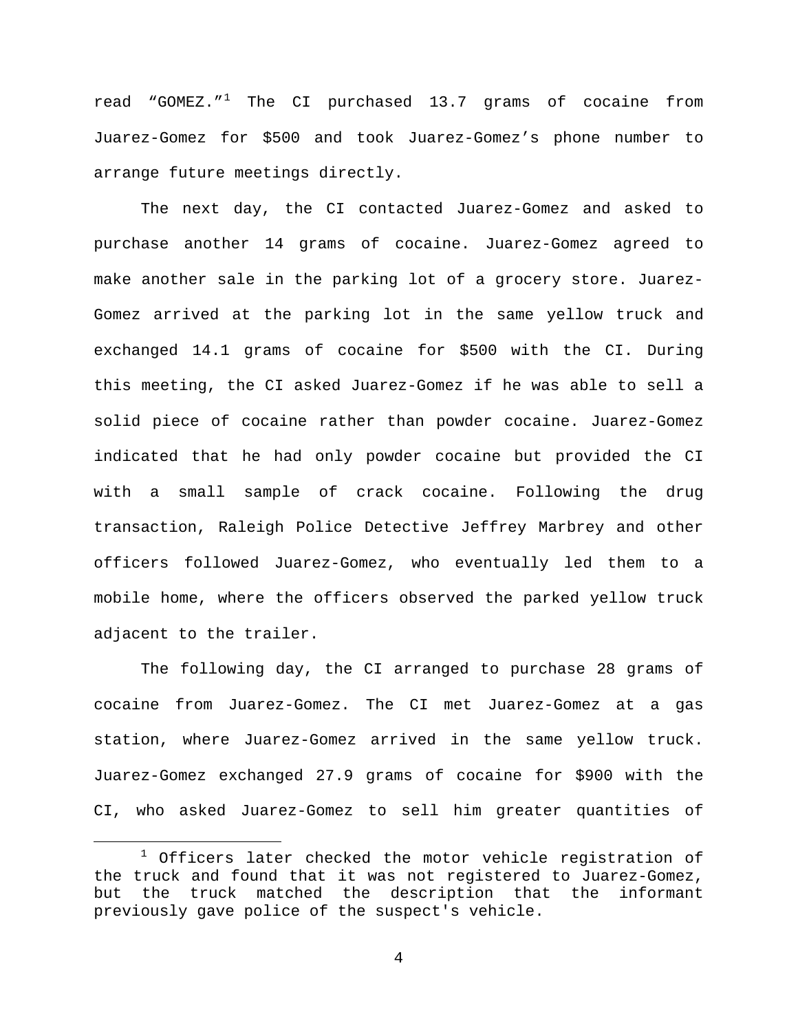read "GOMEZ."[1] The CI purchased 13.7 grams of cocaine from Juarez-Gomez for $500 and took Juarez-Gomez's phone number to arrange future meetings directly.

The next day, the CI contacted Juarez-Gomez and asked to purchase another 14 grams of cocaine. Juarez-Gomez agreed to make another sale in the parking lot of a grocery store. Juarez-Gomez arrived at the parking lot in the same yellow truck and exchanged 14.1 grams of cocaine for $500 with the CI. During this meeting, the CI asked Juarez-Gomez if he was able to sell a solid piece of cocaine rather than powder cocaine. Juarez-Gomez indicated that he had only powder cocaine but provided the CI with a small sample of crack cocaine. Following the drug transaction, Raleigh Police Detective Jeffrey Marbrey and other officers followed Juarez-Gomez, who eventually led them to a mobile home, where the officers observed the parked yellow truck adjacent to the trailer.

The following day, the CI arranged to purchase 28 grams of cocaine from Juarez-Gomez. The CI met Juarez-Gomez at a gas station, where Juarez-Gomez arrived in the same yellow truck. Juarez-Gomez exchanged 27.9 grams of cocaine for $900 with the CI, who asked Juarez-Gomez to sell him greater quantities of

---

[1] Officers later checked the motor vehicle registration of the truck and found that it was not registered to Juarez-Gomez, but the truck matched the description that the informant previously gave police of the suspect's vehicle.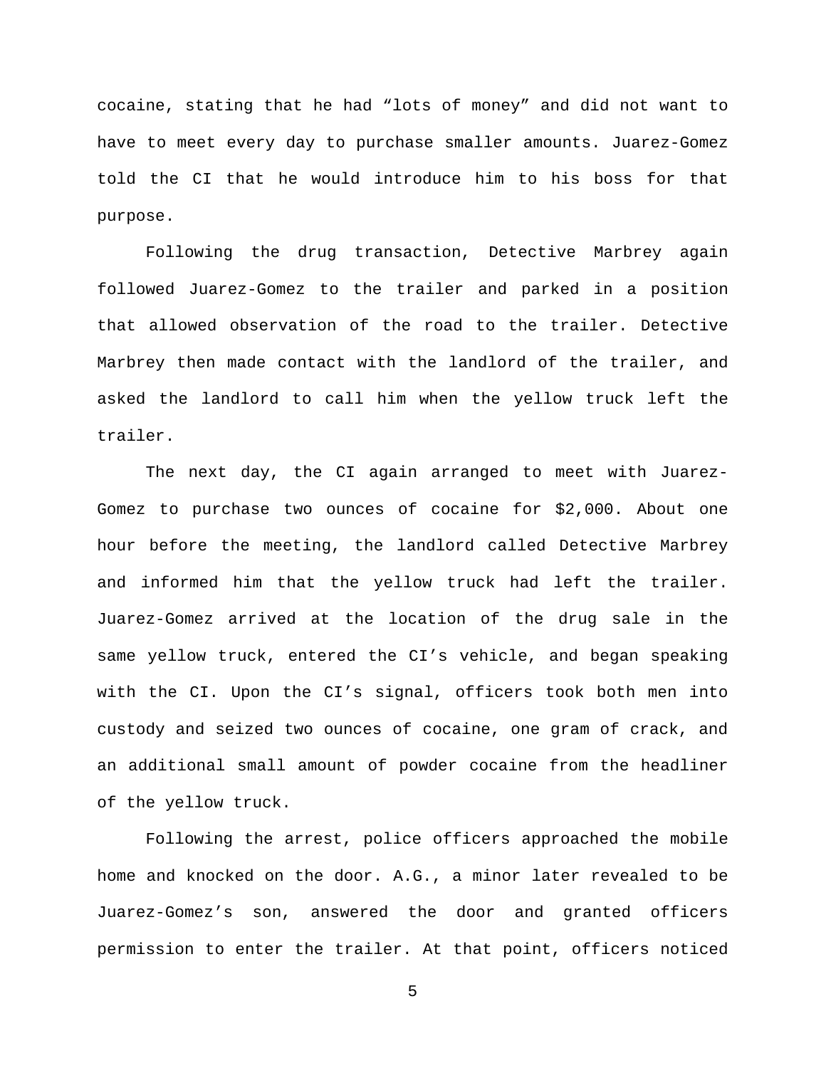cocaine, stating that he had "lots of money" and did not want to have to meet every day to purchase smaller amounts. Juarez-Gomez told the CI that he would introduce him to his boss for that purpose.

Following the drug transaction, Detective Marbrey again followed Juarez-Gomez to the trailer and parked in a position that allowed observation of the road to the trailer. Detective Marbrey then made contact with the landlord of the trailer, and asked the landlord to call him when the yellow truck left the trailer.

The next day, the CI again arranged to meet with Juarez-Gomez to purchase two ounces of cocaine for $2,000. About one hour before the meeting, the landlord called Detective Marbrey and informed him that the yellow truck had left the trailer. Juarez-Gomez arrived at the location of the drug sale in the same yellow truck, entered the CI's vehicle, and began speaking with the CI. Upon the CI's signal, officers took both men into custody and seized two ounces of cocaine, one gram of crack, and an additional small amount of powder cocaine from the headliner of the yellow truck.

Following the arrest, police officers approached the mobile home and knocked on the door. A.G., a minor later revealed to be Juarez-Gomez's son, answered the door and granted officers permission to enter the trailer. At that point, officers noticed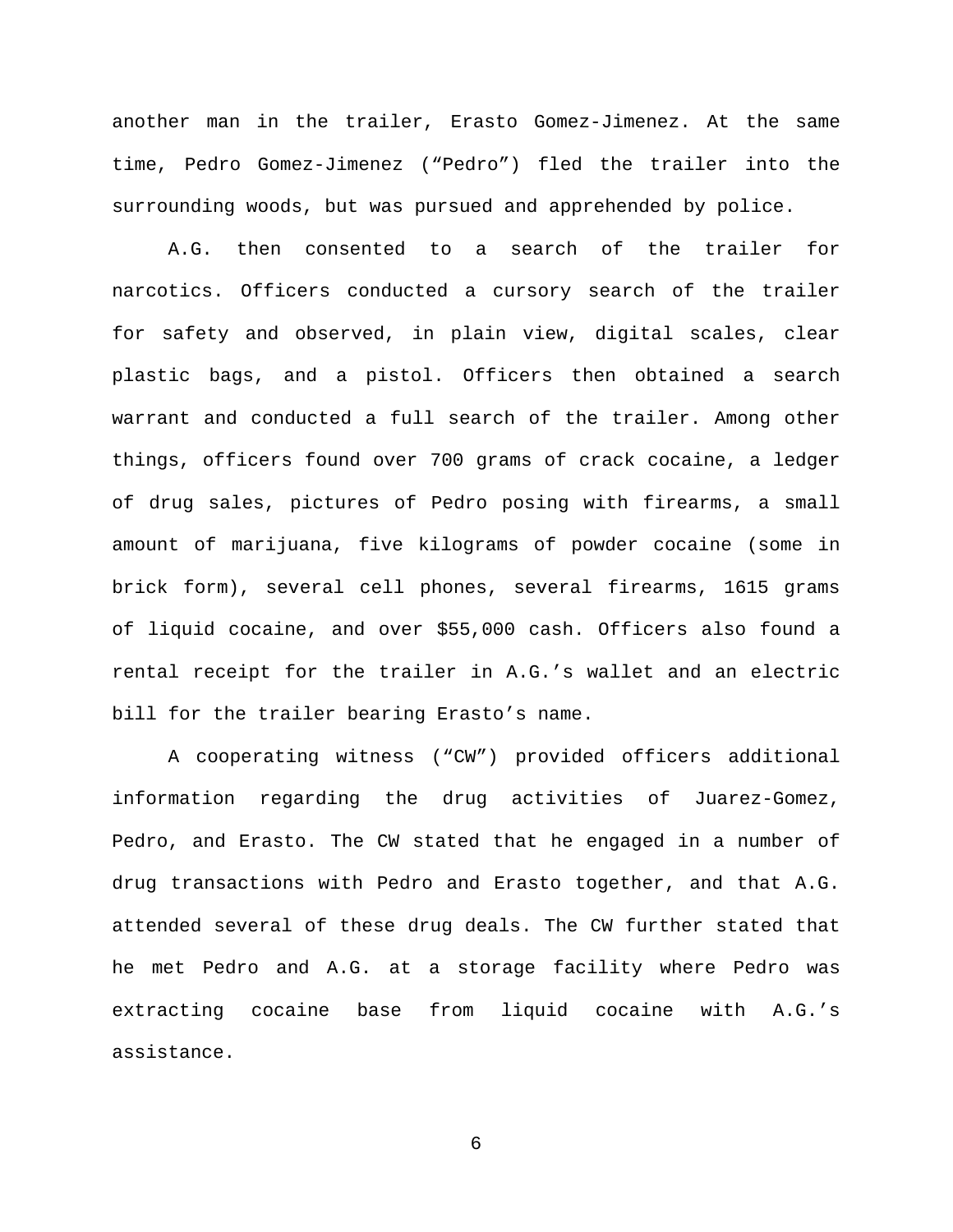another man in the trailer, Erasto Gomez-Jimenez. At the same time, Pedro Gomez-Jimenez ("Pedro") fled the trailer into the surrounding woods, but was pursued and apprehended by police.

A.G. then consented to a search of the trailer for narcotics. Officers conducted a cursory search of the trailer for safety and observed, in plain view, digital scales, clear plastic bags, and a pistol. Officers then obtained a search warrant and conducted a full search of the trailer. Among other things, officers found over 700 grams of crack cocaine, a ledger of drug sales, pictures of Pedro posing with firearms, a small amount of marijuana, five kilograms of powder cocaine (some in brick form), several cell phones, several firearms, 1615 grams of liquid cocaine, and over $55,000 cash. Officers also found a rental receipt for the trailer in A.G.'s wallet and an electric bill for the trailer bearing Erasto's name.

A cooperating witness ("CW") provided officers additional information regarding the drug activities of Juarez-Gomez, Pedro, and Erasto. The CW stated that he engaged in a number of drug transactions with Pedro and Erasto together, and that A.G. attended several of these drug deals. The CW further stated that he met Pedro and A.G. at a storage facility where Pedro was extracting cocaine base from liquid cocaine with A.G.'s assistance.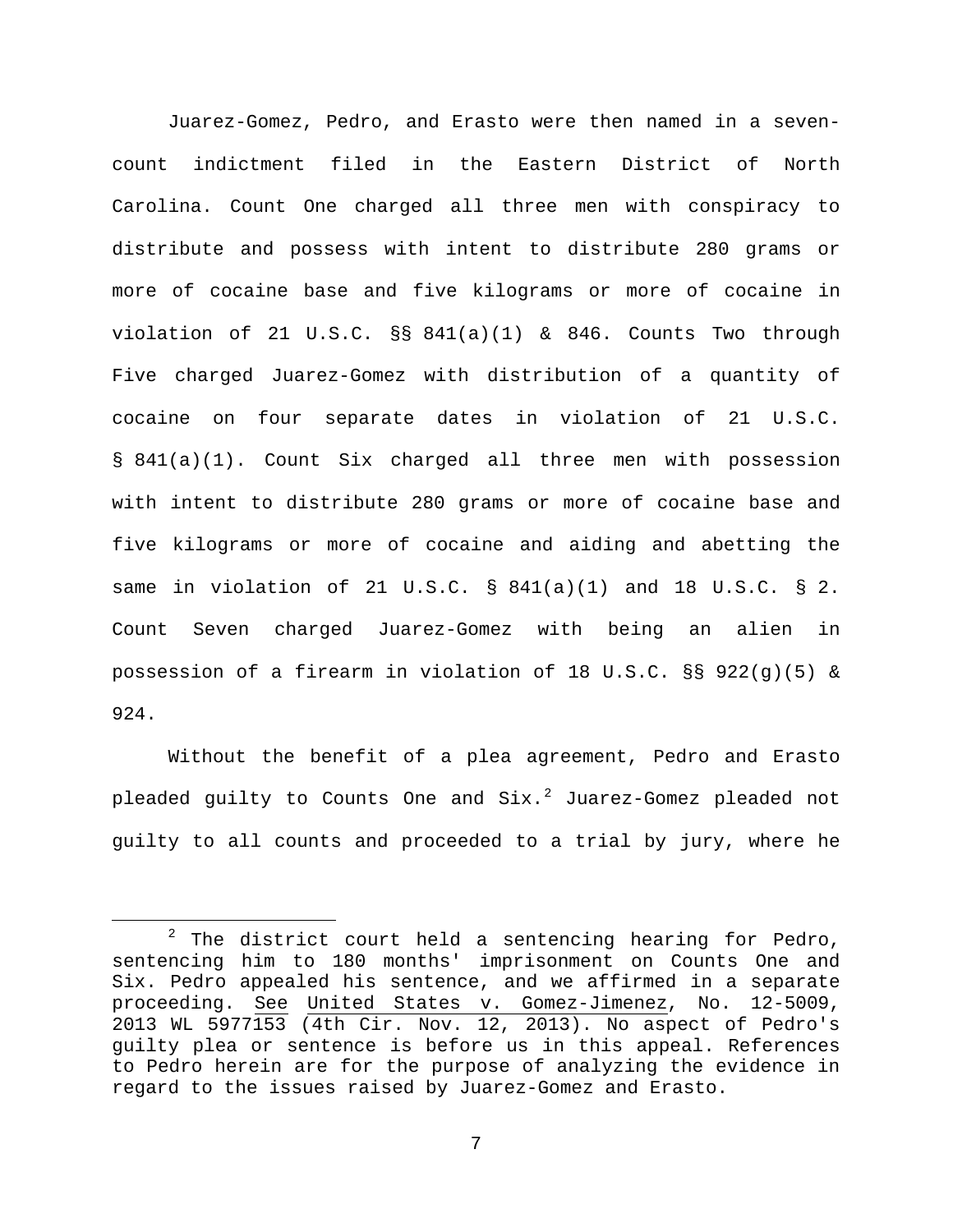Juarez-Gomez, Pedro, and Erasto were then named in a seven-count indictment filed in the Eastern District of North Carolina. Count One charged all three men with conspiracy to distribute and possess with intent to distribute 280 grams or more of cocaine base and five kilograms or more of cocaine in violation of 21 U.S.C. §§ 841(a)(1) & 846. Counts Two through Five charged Juarez-Gomez with distribution of a quantity of cocaine on four separate dates in violation of 21 U.S.C. § 841(a)(1). Count Six charged all three men with possession with intent to distribute 280 grams or more of cocaine base and five kilograms or more of cocaine and aiding and abetting the same in violation of 21 U.S.C. § 841(a)(1) and 18 U.S.C. § 2. Count Seven charged Juarez-Gomez with being an alien in possession of a firearm in violation of 18 U.S.C. §§ 922(g)(5) & 924.

Without the benefit of a plea agreement, Pedro and Erasto pleaded guilty to Counts One and Six.[2] Juarez-Gomez pleaded not guilty to all counts and proceeded to a trial by jury, where he

---

[2] The district court held a sentencing hearing for Pedro, sentencing him to 180 months' imprisonment on Counts One and Six. Pedro appealed his sentence, and we affirmed in a separate proceeding. See United States v. Gomez-Jimenez, No. 12-5009, 2013 WL 5977153 (4th Cir. Nov. 12, 2013). No aspect of Pedro's guilty plea or sentence is before us in this appeal. References to Pedro herein are for the purpose of analyzing the evidence in regard to the issues raised by Juarez-Gomez and Erasto.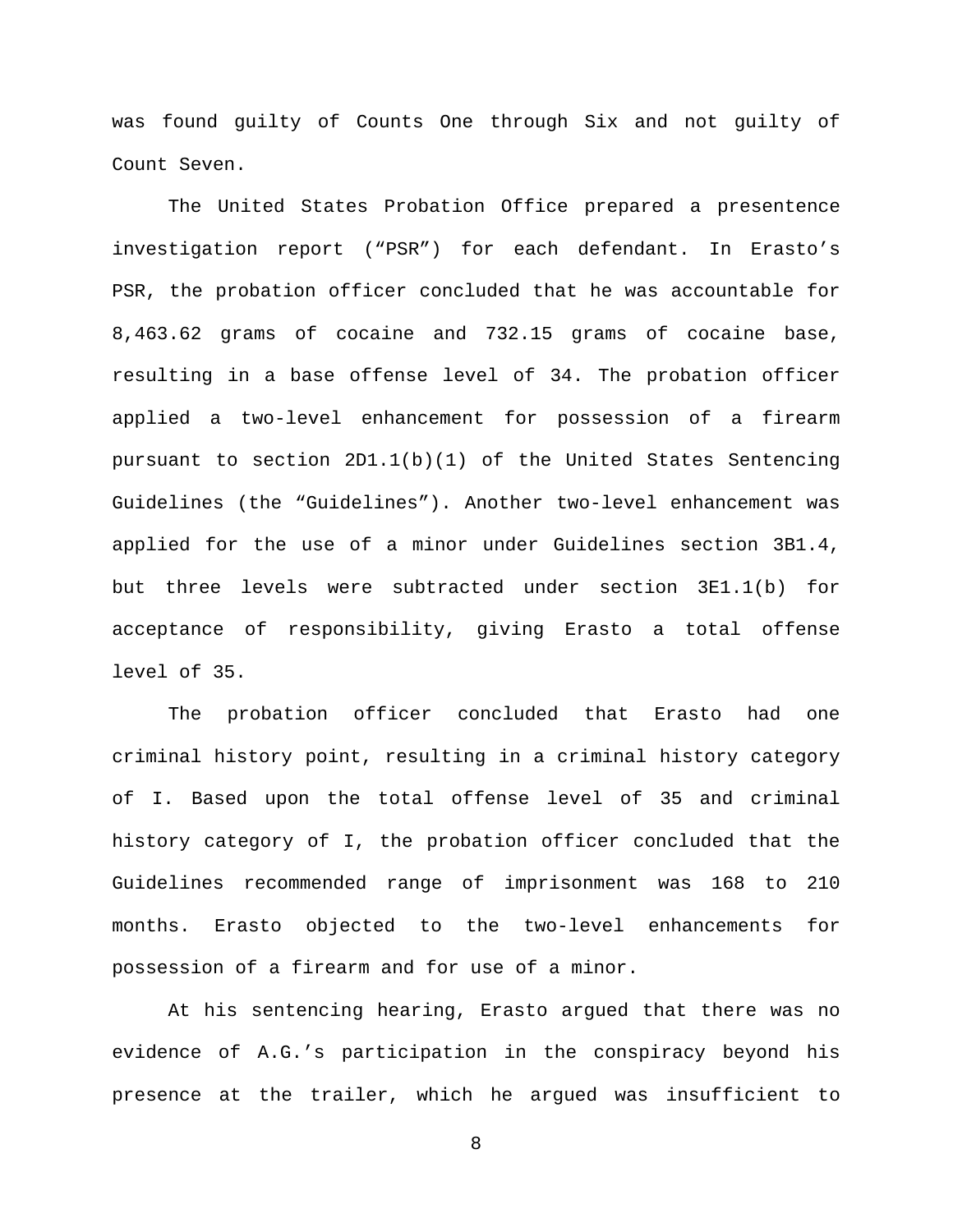was found guilty of Counts One through Six and not guilty of Count Seven.

The United States Probation Office prepared a presentence investigation report ("PSR") for each defendant. In Erasto's PSR, the probation officer concluded that he was accountable for 8,463.62 grams of cocaine and 732.15 grams of cocaine base, resulting in a base offense level of 34. The probation officer applied a two-level enhancement for possession of a firearm pursuant to section 2D1.1(b)(1) of the United States Sentencing Guidelines (the "Guidelines"). Another two-level enhancement was applied for the use of a minor under Guidelines section 3B1.4, but three levels were subtracted under section 3E1.1(b) for acceptance of responsibility, giving Erasto a total offense level of 35.

The probation officer concluded that Erasto had one criminal history point, resulting in a criminal history category of I. Based upon the total offense level of 35 and criminal history category of I, the probation officer concluded that the Guidelines recommended range of imprisonment was 168 to 210 months. Erasto objected to the two-level enhancements for possession of a firearm and for use of a minor.

At his sentencing hearing, Erasto argued that there was no evidence of A.G.'s participation in the conspiracy beyond his presence at the trailer, which he argued was insufficient to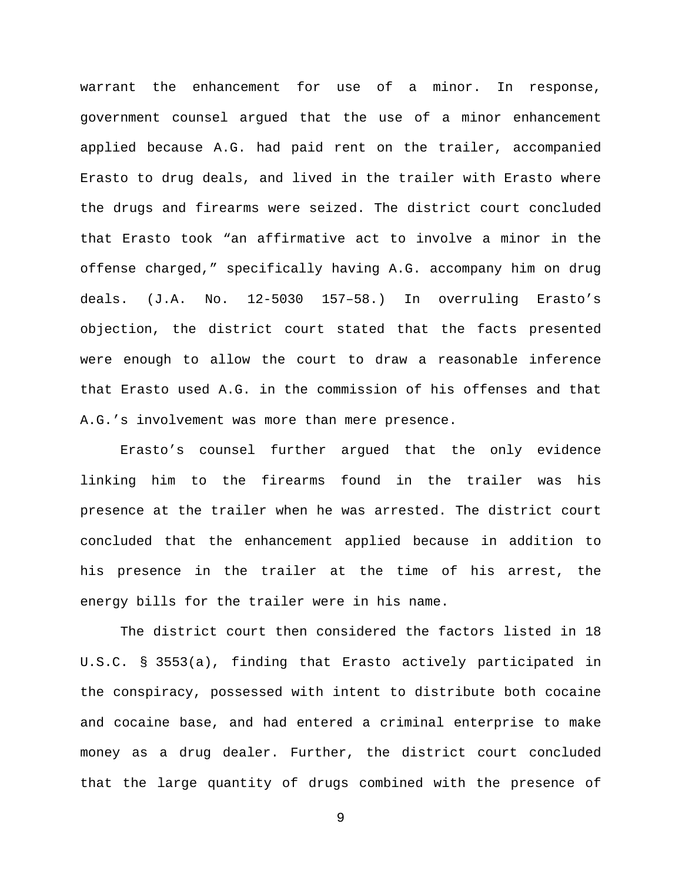warrant the enhancement for use of a minor. In response, government counsel argued that the use of a minor enhancement applied because A.G. had paid rent on the trailer, accompanied Erasto to drug deals, and lived in the trailer with Erasto where the drugs and firearms were seized. The district court concluded that Erasto took "an affirmative act to involve a minor in the offense charged," specifically having A.G. accompany him on drug deals. (J.A. No. 12-5030 157–58.) In overruling Erasto's objection, the district court stated that the facts presented were enough to allow the court to draw a reasonable inference that Erasto used A.G. in the commission of his offenses and that A.G.'s involvement was more than mere presence.

Erasto's counsel further argued that the only evidence linking him to the firearms found in the trailer was his presence at the trailer when he was arrested. The district court concluded that the enhancement applied because in addition to his presence in the trailer at the time of his arrest, the energy bills for the trailer were in his name.

The district court then considered the factors listed in 18 U.S.C. § 3553(a), finding that Erasto actively participated in the conspiracy, possessed with intent to distribute both cocaine and cocaine base, and had entered a criminal enterprise to make money as a drug dealer. Further, the district court concluded that the large quantity of drugs combined with the presence of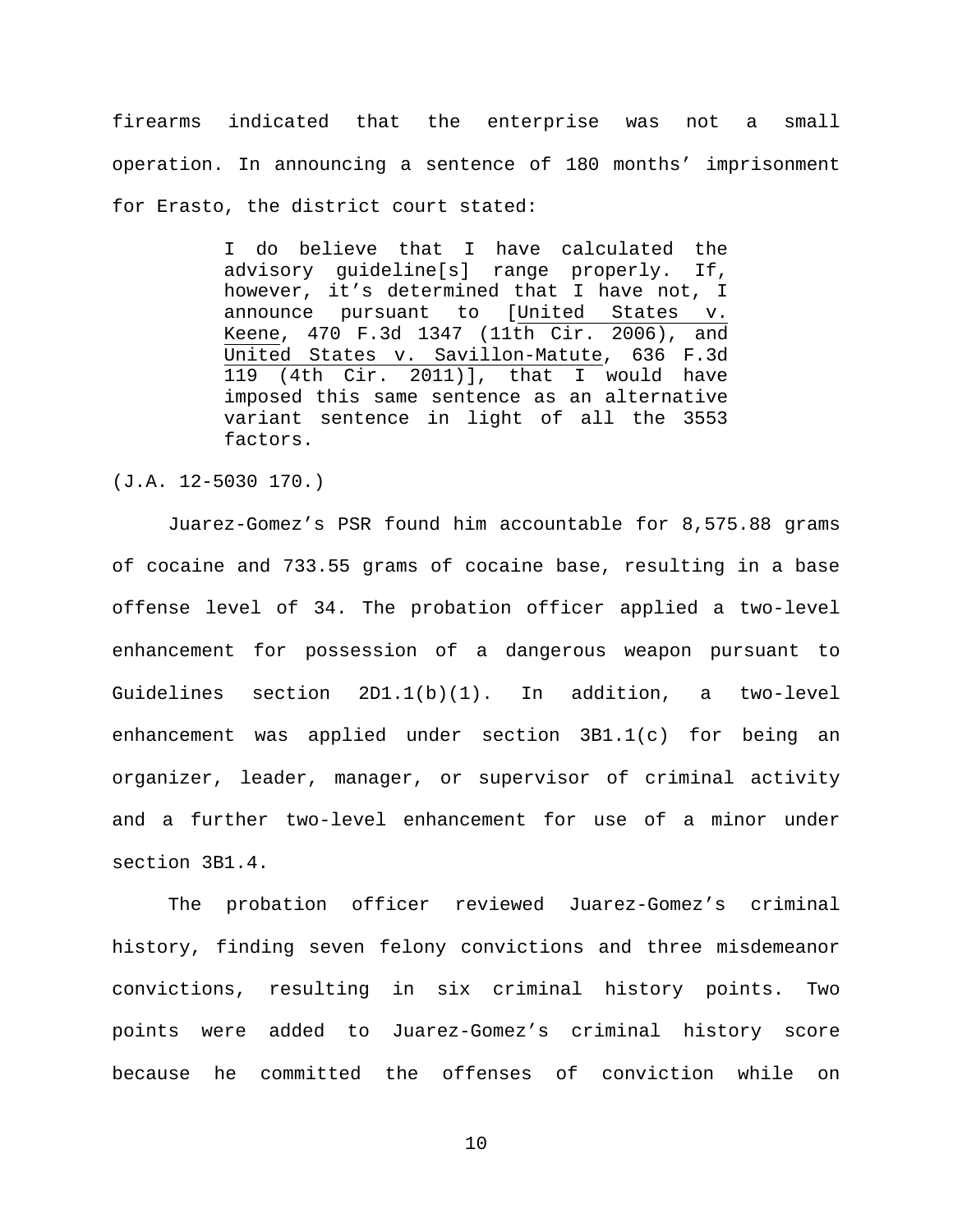firearms indicated that the enterprise was not a small operation. In announcing a sentence of 180 months' imprisonment for Erasto, the district court stated:

> I do believe that I have calculated the advisory guideline[s] range properly. If, however, it's determined that I have not, I announce pursuant to [United States v. Keene, 470 F.3d 1347 (11th Cir. 2006), and United States v. Savillon-Matute, 636 F.3d 119 (4th Cir. 2011)], that I would have imposed this same sentence as an alternative variant sentence in light of all the 3553 factors.

(J.A. 12-5030 170.)

Juarez-Gomez's PSR found him accountable for 8,575.88 grams of cocaine and 733.55 grams of cocaine base, resulting in a base offense level of 34. The probation officer applied a two-level enhancement for possession of a dangerous weapon pursuant to Guidelines section 2D1.1(b)(1). In addition, a two-level enhancement was applied under section 3B1.1(c) for being an organizer, leader, manager, or supervisor of criminal activity and a further two-level enhancement for use of a minor under section 3B1.4.

The probation officer reviewed Juarez-Gomez's criminal history, finding seven felony convictions and three misdemeanor convictions, resulting in six criminal history points. Two points were added to Juarez-Gomez's criminal history score because he committed the offenses of conviction while on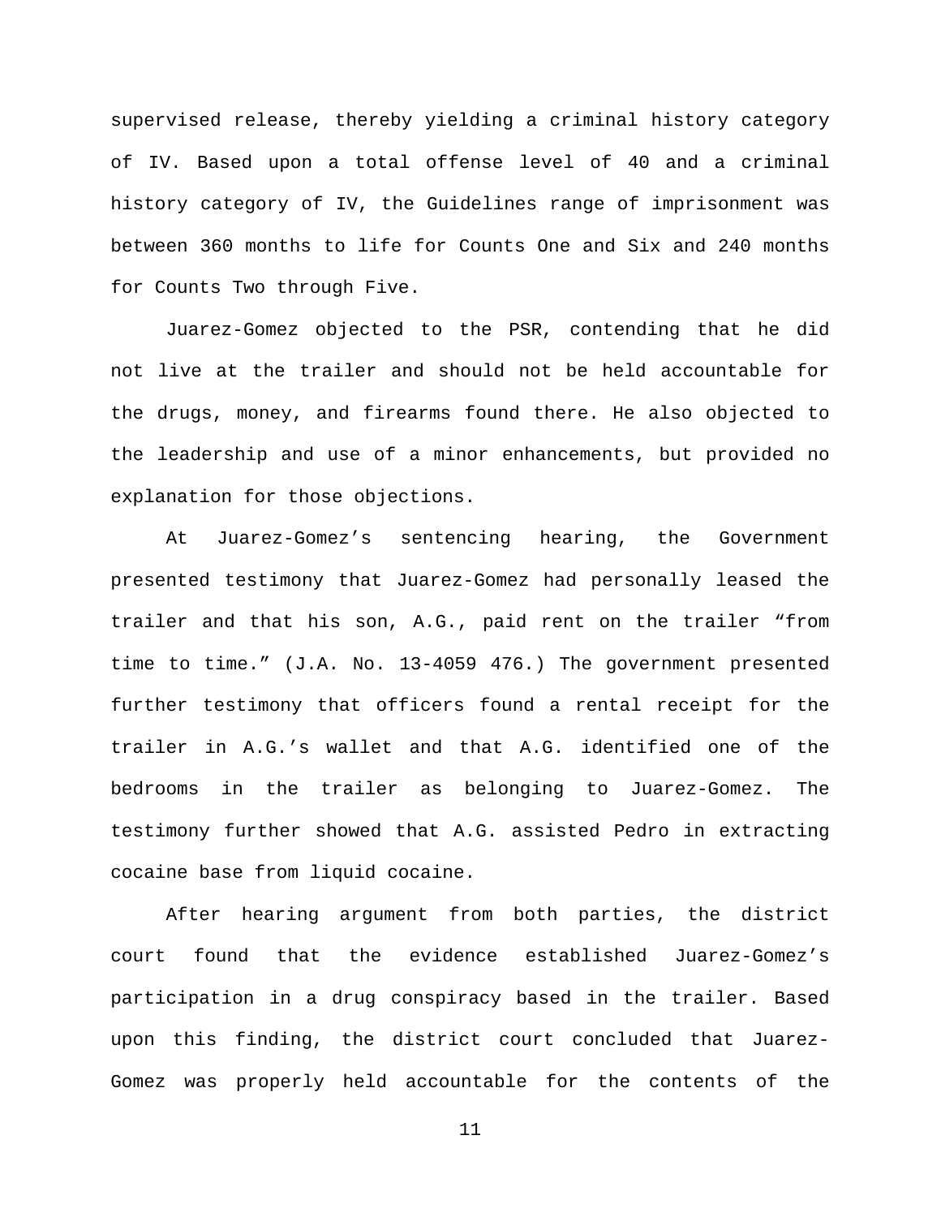supervised release, thereby yielding a criminal history category of IV. Based upon a total offense level of 40 and a criminal history category of IV, the Guidelines range of imprisonment was between 360 months to life for Counts One and Six and 240 months for Counts Two through Five.

Juarez-Gomez objected to the PSR, contending that he did not live at the trailer and should not be held accountable for the drugs, money, and firearms found there. He also objected to the leadership and use of a minor enhancements, but provided no explanation for those objections.

At Juarez-Gomez's sentencing hearing, the Government presented testimony that Juarez-Gomez had personally leased the trailer and that his son, A.G., paid rent on the trailer "from time to time." (J.A. No. 13-4059 476.) The government presented further testimony that officers found a rental receipt for the trailer in A.G.'s wallet and that A.G. identified one of the bedrooms in the trailer as belonging to Juarez-Gomez. The testimony further showed that A.G. assisted Pedro in extracting cocaine base from liquid cocaine.

After hearing argument from both parties, the district court found that the evidence established Juarez-Gomez's participation in a drug conspiracy based in the trailer. Based upon this finding, the district court concluded that Juarez-Gomez was properly held accountable for the contents of the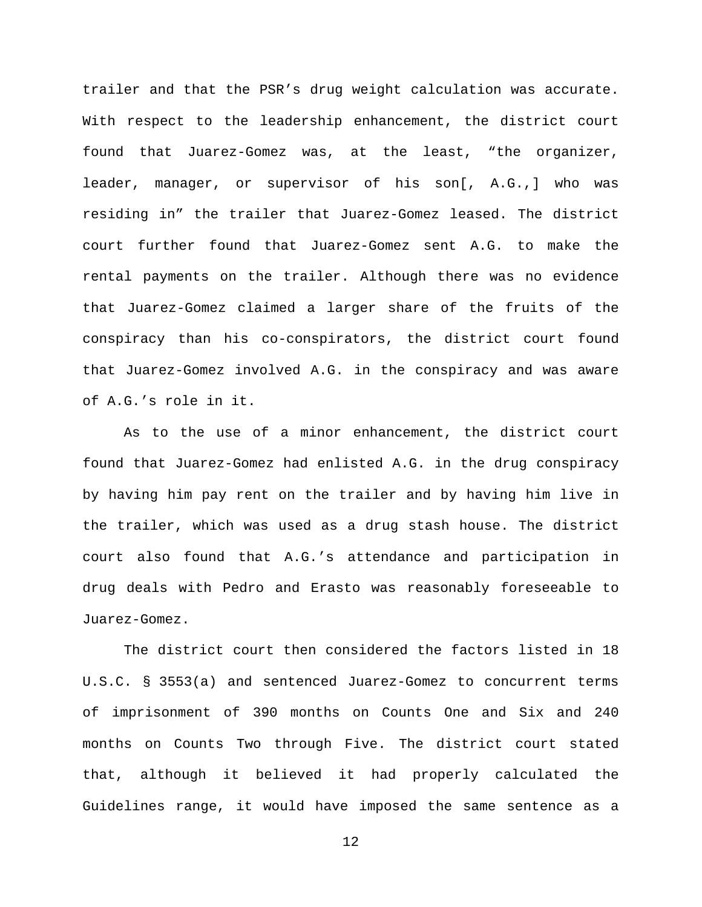trailer and that the PSR's drug weight calculation was accurate. With respect to the leadership enhancement, the district court found that Juarez-Gomez was, at the least, "the organizer, leader, manager, or supervisor of his son[, A.G.,] who was residing in" the trailer that Juarez-Gomez leased. The district court further found that Juarez-Gomez sent A.G. to make the rental payments on the trailer. Although there was no evidence that Juarez-Gomez claimed a larger share of the fruits of the conspiracy than his co-conspirators, the district court found that Juarez-Gomez involved A.G. in the conspiracy and was aware of A.G.'s role in it.

As to the use of a minor enhancement, the district court found that Juarez-Gomez had enlisted A.G. in the drug conspiracy by having him pay rent on the trailer and by having him live in the trailer, which was used as a drug stash house. The district court also found that A.G.'s attendance and participation in drug deals with Pedro and Erasto was reasonably foreseeable to Juarez-Gomez.

The district court then considered the factors listed in 18 U.S.C. § 3553(a) and sentenced Juarez-Gomez to concurrent terms of imprisonment of 390 months on Counts One and Six and 240 months on Counts Two through Five. The district court stated that, although it believed it had properly calculated the Guidelines range, it would have imposed the same sentence as a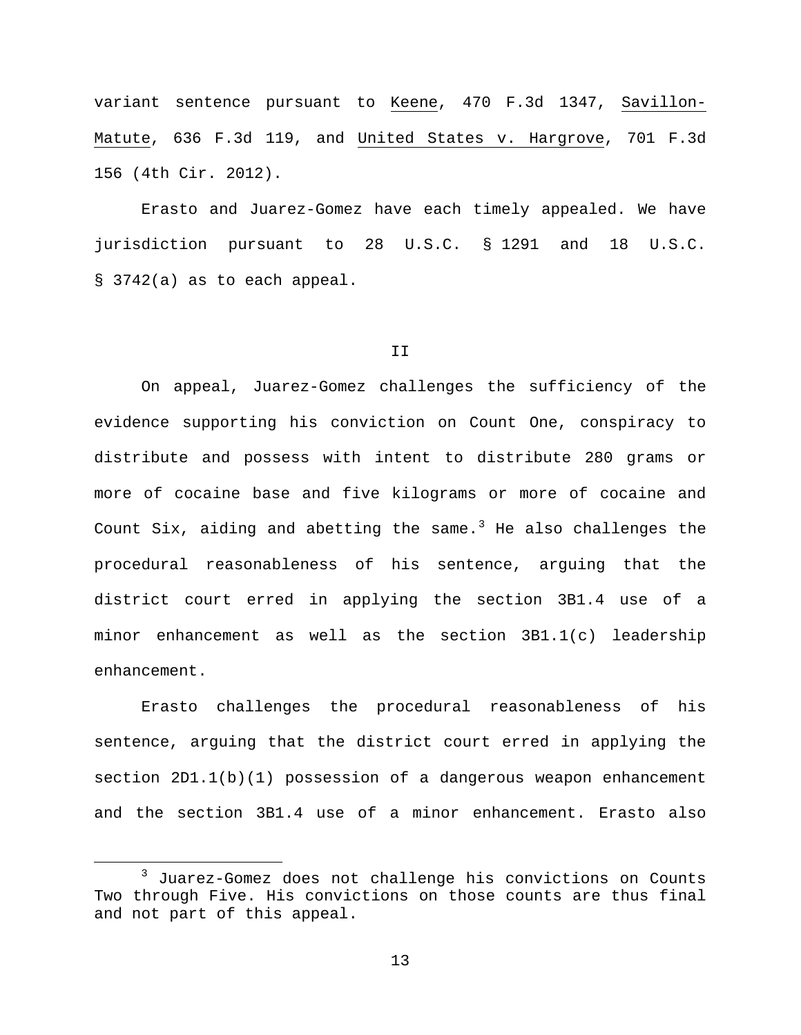variant sentence pursuant to Keene, 470 F.3d 1347, Savillon-Matute, 636 F.3d 119, and United States v. Hargrove, 701 F.3d 156 (4th Cir. 2012).

Erasto and Juarez-Gomez have each timely appealed. We have jurisdiction pursuant to 28 U.S.C. § 1291 and 18 U.S.C. § 3742(a) as to each appeal.

## II

On appeal, Juarez-Gomez challenges the sufficiency of the evidence supporting his conviction on Count One, conspiracy to distribute and possess with intent to distribute 280 grams or more of cocaine base and five kilograms or more of cocaine and Count Six, aiding and abetting the same.[3] He also challenges the procedural reasonableness of his sentence, arguing that the district court erred in applying the section 3B1.4 use of a minor enhancement as well as the section 3B1.1(c) leadership enhancement.

Erasto challenges the procedural reasonableness of his sentence, arguing that the district court erred in applying the section 2D1.1(b)(1) possession of a dangerous weapon enhancement and the section 3B1.4 use of a minor enhancement. Erasto also

[3] Juarez-Gomez does not challenge his convictions on Counts Two through Five. His convictions on those counts are thus final and not part of this appeal.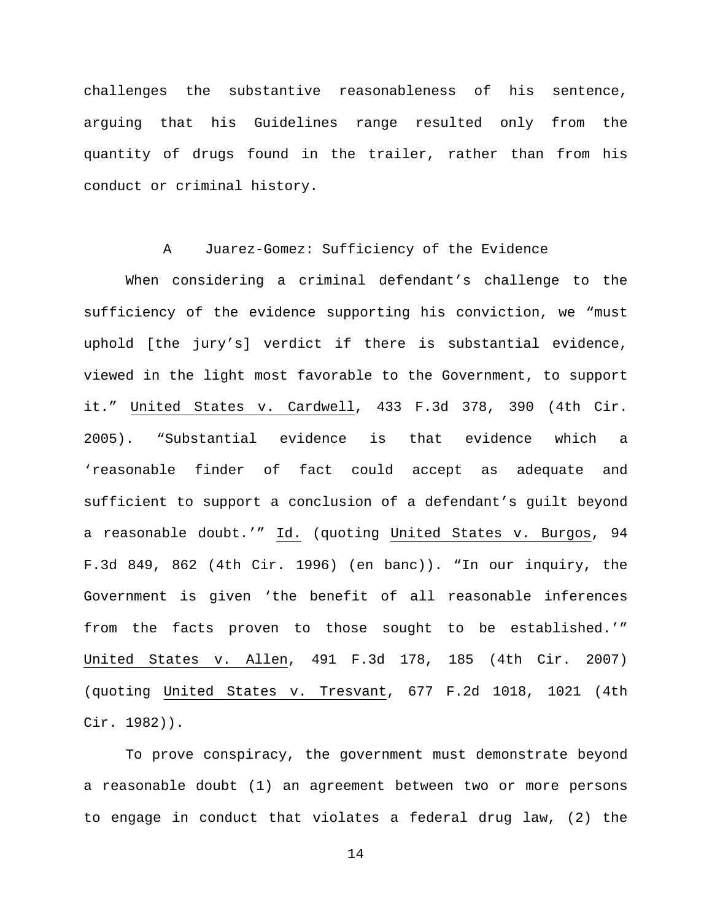challenges the substantive reasonableness of his sentence, arguing that his Guidelines range resulted only from the quantity of drugs found in the trailer, rather than from his conduct or criminal history.

### A Juarez-Gomez: Sufficiency of the Evidence

When considering a criminal defendant's challenge to the sufficiency of the evidence supporting his conviction, we "must uphold [the jury's] verdict if there is substantial evidence, viewed in the light most favorable to the Government, to support it." United States v. Cardwell, 433 F.3d 378, 390 (4th Cir. 2005). "Substantial evidence is that evidence which a 'reasonable finder of fact could accept as adequate and sufficient to support a conclusion of a defendant's guilt beyond a reasonable doubt.'" Id. (quoting United States v. Burgos, 94 F.3d 849, 862 (4th Cir. 1996) (en banc)). "In our inquiry, the Government is given 'the benefit of all reasonable inferences from the facts proven to those sought to be established.'" United States v. Allen, 491 F.3d 178, 185 (4th Cir. 2007) (quoting United States v. Tresvant, 677 F.2d 1018, 1021 (4th Cir. 1982)).

To prove conspiracy, the government must demonstrate beyond a reasonable doubt (1) an agreement between two or more persons to engage in conduct that violates a federal drug law, (2) the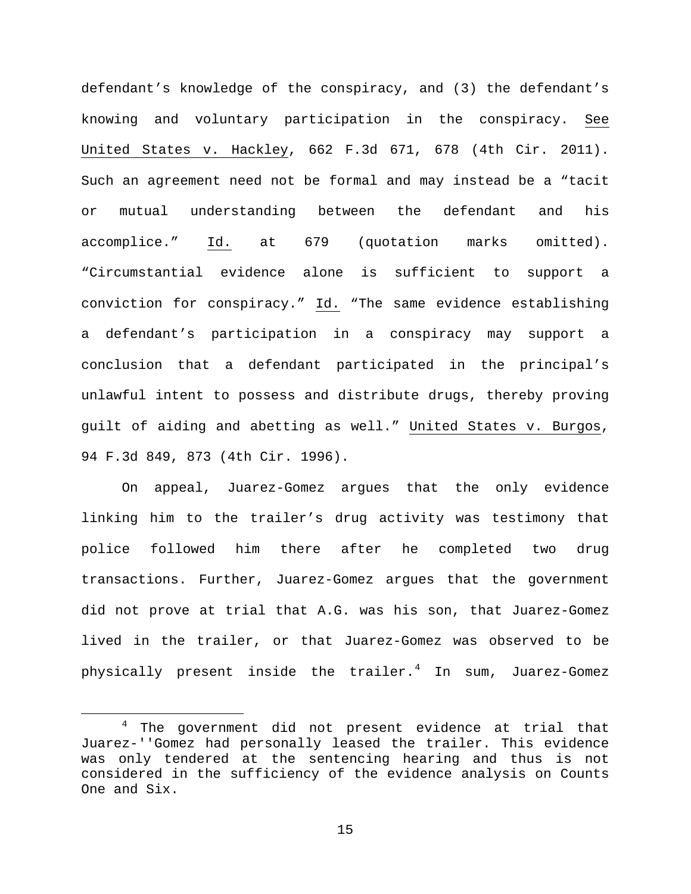defendant's knowledge of the conspiracy, and (3) the defendant's knowing and voluntary participation in the conspiracy. See United States v. Hackley, 662 F.3d 671, 678 (4th Cir. 2011). Such an agreement need not be formal and may instead be a "tacit or mutual understanding between the defendant and his accomplice." Id. at 679 (quotation marks omitted). "Circumstantial evidence alone is sufficient to support a conviction for conspiracy." Id. "The same evidence establishing a defendant's participation in a conspiracy may support a conclusion that a defendant participated in the principal's unlawful intent to possess and distribute drugs, thereby proving guilt of aiding and abetting as well." United States v. Burgos, 94 F.3d 849, 873 (4th Cir. 1996).

On appeal, Juarez-Gomez argues that the only evidence linking him to the trailer's drug activity was testimony that police followed him there after he completed two drug transactions. Further, Juarez-Gomez argues that the government did not prove at trial that A.G. was his son, that Juarez-Gomez lived in the trailer, or that Juarez-Gomez was observed to be physically present inside the trailer.[4] In sum, Juarez-Gomez

[4] The government did not present evidence at trial that Juarez-''Gomez had personally leased the trailer. This evidence was only tendered at the sentencing hearing and thus is not considered in the sufficiency of the evidence analysis on Counts One and Six.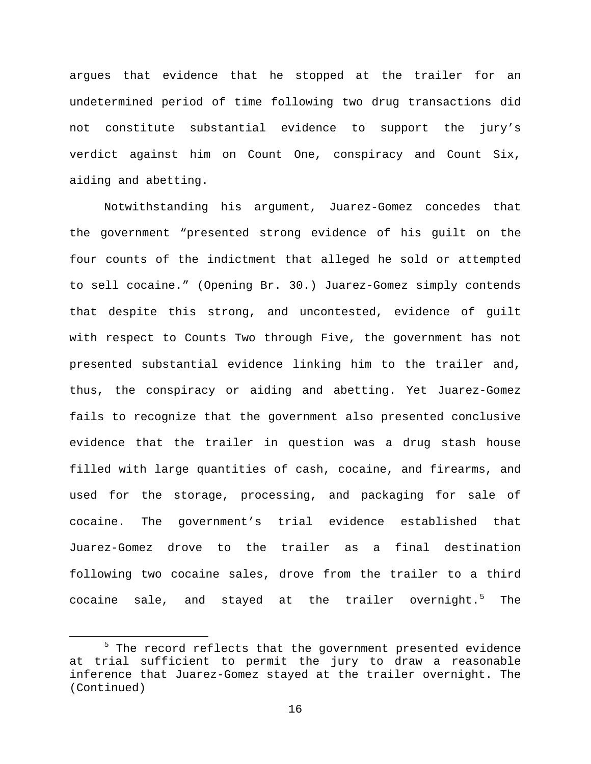argues that evidence that he stopped at the trailer for an undetermined period of time following two drug transactions did not constitute substantial evidence to support the jury's verdict against him on Count One, conspiracy and Count Six, aiding and abetting.

Notwithstanding his argument, Juarez-Gomez concedes that the government "presented strong evidence of his guilt on the four counts of the indictment that alleged he sold or attempted to sell cocaine." (Opening Br. 30.) Juarez-Gomez simply contends that despite this strong, and uncontested, evidence of guilt with respect to Counts Two through Five, the government has not presented substantial evidence linking him to the trailer and, thus, the conspiracy or aiding and abetting. Yet Juarez-Gomez fails to recognize that the government also presented conclusive evidence that the trailer in question was a drug stash house filled with large quantities of cash, cocaine, and firearms, and used for the storage, processing, and packaging for sale of cocaine. The government's trial evidence established that Juarez-Gomez drove to the trailer as a final destination following two cocaine sales, drove from the trailer to a third cocaine sale, and stayed at the trailer overnight.[5] The

---

[5] The record reflects that the government presented evidence at trial sufficient to permit the jury to draw a reasonable inference that Juarez-Gomez stayed at the trailer overnight. The (Continued)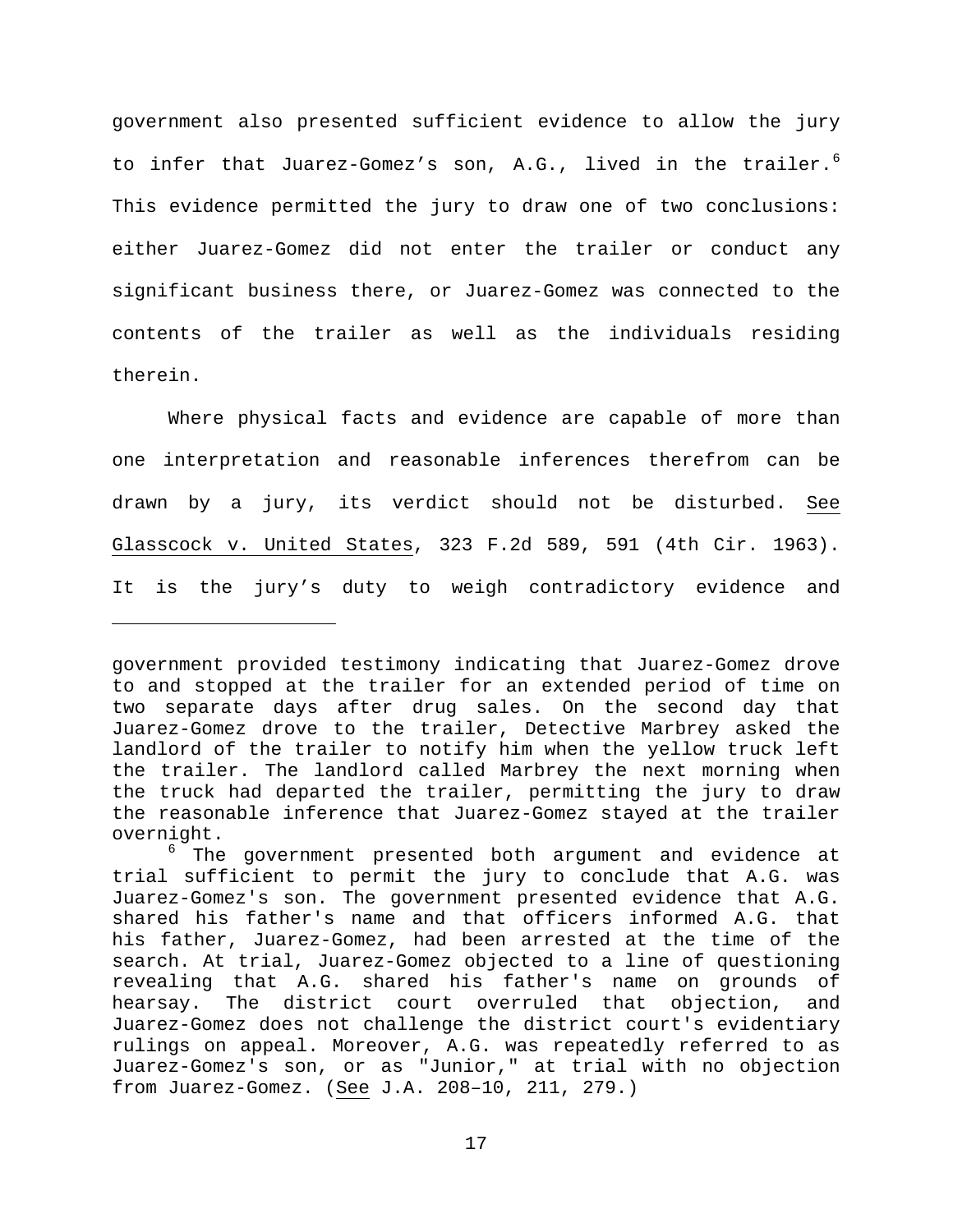government also presented sufficient evidence to allow the jury to infer that Juarez-Gomez's son, A.G., lived in the trailer.[6] This evidence permitted the jury to draw one of two conclusions: either Juarez-Gomez did not enter the trailer or conduct any significant business there, or Juarez-Gomez was connected to the contents of the trailer as well as the individuals residing therein.

Where physical facts and evidence are capable of more than one interpretation and reasonable inferences therefrom can be drawn by a jury, its verdict should not be disturbed. See Glasscock v. United States, 323 F.2d 589, 591 (4th Cir. 1963). It is the jury's duty to weigh contradictory evidence and

---

government provided testimony indicating that Juarez-Gomez drove to and stopped at the trailer for an extended period of time on two separate days after drug sales. On the second day that Juarez-Gomez drove to the trailer, Detective Marbrey asked the landlord of the trailer to notify him when the yellow truck left the trailer. The landlord called Marbrey the next morning when the truck had departed the trailer, permitting the jury to draw the reasonable inference that Juarez-Gomez stayed at the trailer overnight.

[6] The government presented both argument and evidence at trial sufficient to permit the jury to conclude that A.G. was Juarez-Gomez's son. The government presented evidence that A.G. shared his father's name and that officers informed A.G. that his father, Juarez-Gomez, had been arrested at the time of the search. At trial, Juarez-Gomez objected to a line of questioning revealing that A.G. shared his father's name on grounds of hearsay. The district court overruled that objection, and Juarez-Gomez does not challenge the district court's evidentiary rulings on appeal. Moreover, A.G. was repeatedly referred to as Juarez-Gomez's son, or as "Junior," at trial with no objection from Juarez-Gomez. (See J.A. 208–10, 211, 279.)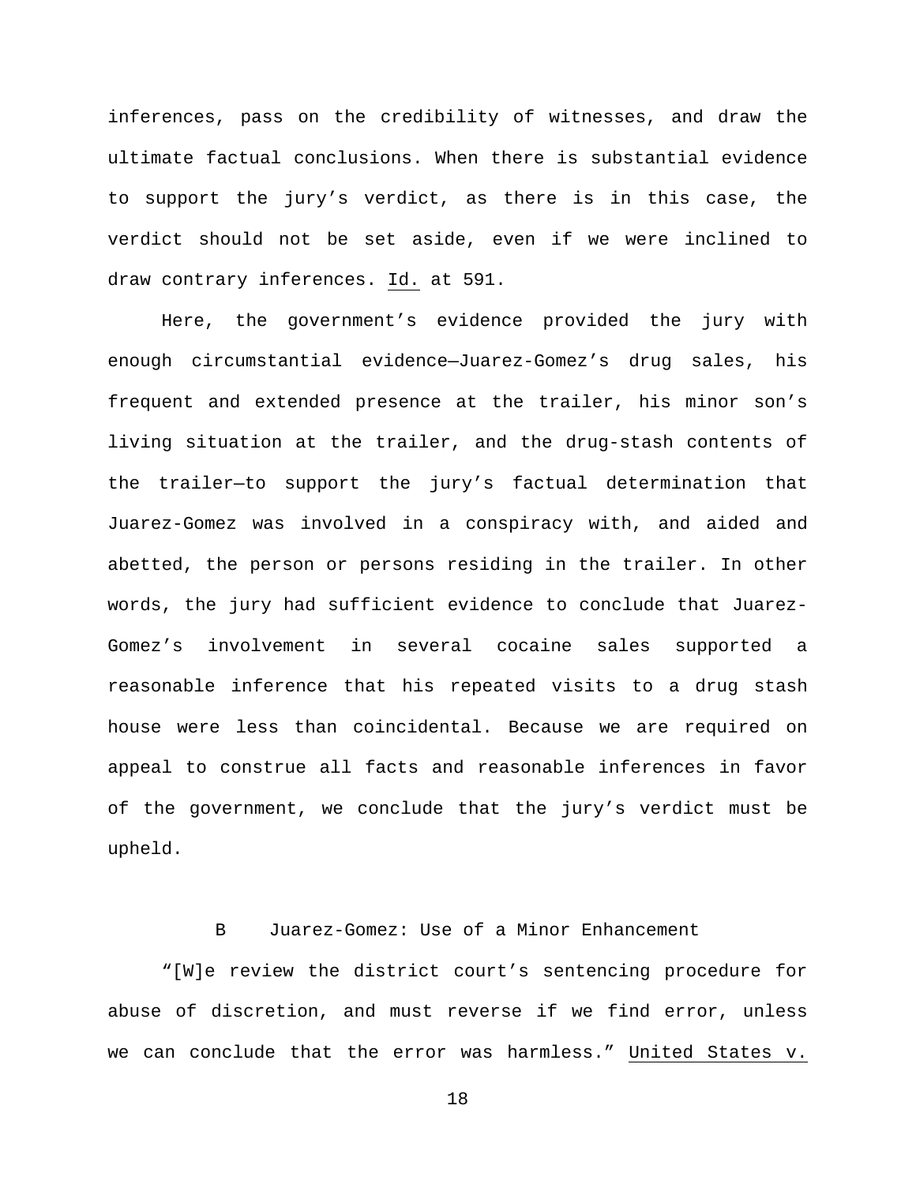inferences, pass on the credibility of witnesses, and draw the ultimate factual conclusions. When there is substantial evidence to support the jury's verdict, as there is in this case, the verdict should not be set aside, even if we were inclined to draw contrary inferences. Id. at 591.

Here, the government's evidence provided the jury with enough circumstantial evidence—Juarez-Gomez's drug sales, his frequent and extended presence at the trailer, his minor son's living situation at the trailer, and the drug-stash contents of the trailer—to support the jury's factual determination that Juarez-Gomez was involved in a conspiracy with, and aided and abetted, the person or persons residing in the trailer. In other words, the jury had sufficient evidence to conclude that Juarez-Gomez's involvement in several cocaine sales supported a reasonable inference that his repeated visits to a drug stash house were less than coincidental. Because we are required on appeal to construe all facts and reasonable inferences in favor of the government, we conclude that the jury's verdict must be upheld.

### B Juarez-Gomez: Use of a Minor Enhancement

"[W]e review the district court's sentencing procedure for abuse of discretion, and must reverse if we find error, unless we can conclude that the error was harmless." United States v.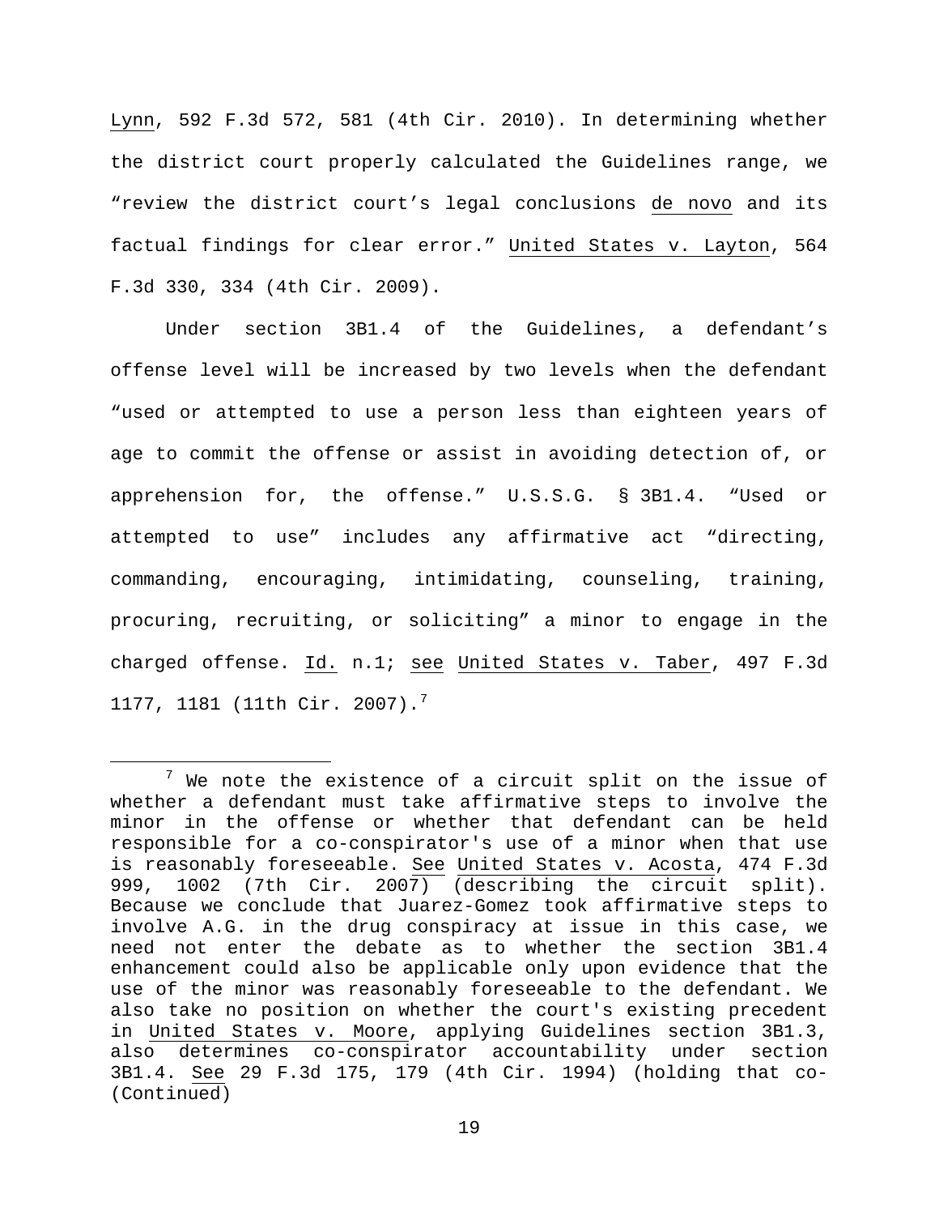Lynn, 592 F.3d 572, 581 (4th Cir. 2010). In determining whether the district court properly calculated the Guidelines range, we "review the district court's legal conclusions de novo and its factual findings for clear error." United States v. Layton, 564 F.3d 330, 334 (4th Cir. 2009).

Under section 3B1.4 of the Guidelines, a defendant's offense level will be increased by two levels when the defendant "used or attempted to use a person less than eighteen years of age to commit the offense or assist in avoiding detection of, or apprehension for, the offense." U.S.S.G. § 3B1.4. "Used or attempted to use" includes any affirmative act "directing, commanding, encouraging, intimidating, counseling, training, procuring, recruiting, or soliciting" a minor to engage in the charged offense. Id. n.1; see United States v. Taber, 497 F.3d 1177, 1181 (11th Cir. 2007).[7]

---

[7] We note the existence of a circuit split on the issue of whether a defendant must take affirmative steps to involve the minor in the offense or whether that defendant can be held responsible for a co-conspirator's use of a minor when that use is reasonably foreseeable. See United States v. Acosta, 474 F.3d 999, 1002 (7th Cir. 2007) (describing the circuit split). Because we conclude that Juarez-Gomez took affirmative steps to involve A.G. in the drug conspiracy at issue in this case, we need not enter the debate as to whether the section 3B1.4 enhancement could also be applicable only upon evidence that the use of the minor was reasonably foreseeable to the defendant. We also take no position on whether the court's existing precedent in United States v. Moore, applying Guidelines section 3B1.3, also determines co-conspirator accountability under section 3B1.4. See 29 F.3d 175, 179 (4th Cir. 1994) (holding that co-
(Continued)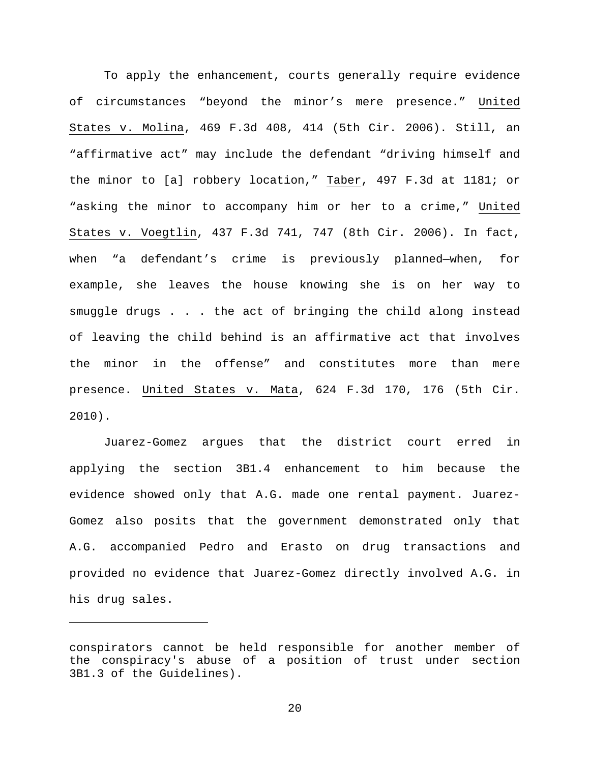To apply the enhancement, courts generally require evidence of circumstances "beyond the minor's mere presence." United States v. Molina, 469 F.3d 408, 414 (5th Cir. 2006). Still, an "affirmative act" may include the defendant "driving himself and the minor to [a] robbery location," Taber, 497 F.3d at 1181; or "asking the minor to accompany him or her to a crime," United States v. Voegtlin, 437 F.3d 741, 747 (8th Cir. 2006). In fact, when "a defendant's crime is previously planned—when, for example, she leaves the house knowing she is on her way to smuggle drugs . . . the act of bringing the child along instead of leaving the child behind is an affirmative act that involves the minor in the offense" and constitutes more than mere presence. United States v. Mata, 624 F.3d 170, 176 (5th Cir. 2010).

Juarez-Gomez argues that the district court erred in applying the section 3B1.4 enhancement to him because the evidence showed only that A.G. made one rental payment. Juarez-Gomez also posits that the government demonstrated only that A.G. accompanied Pedro and Erasto on drug transactions and provided no evidence that Juarez-Gomez directly involved A.G. in his drug sales.

---

conspirators cannot be held responsible for another member of the conspiracy's abuse of a position of trust under section 3B1.3 of the Guidelines).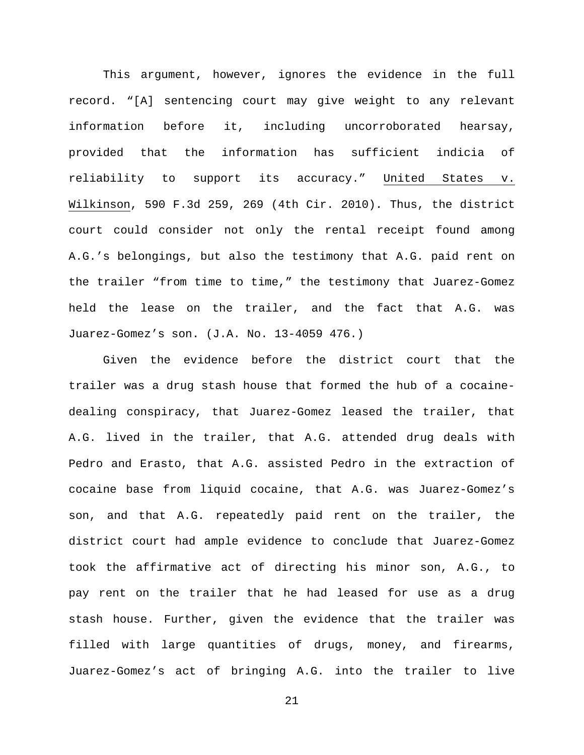This argument, however, ignores the evidence in the full record. "[A] sentencing court may give weight to any relevant information before it, including uncorroborated hearsay, provided that the information has sufficient indicia of reliability to support its accuracy." United States v. Wilkinson, 590 F.3d 259, 269 (4th Cir. 2010). Thus, the district court could consider not only the rental receipt found among A.G.'s belongings, but also the testimony that A.G. paid rent on the trailer "from time to time," the testimony that Juarez-Gomez held the lease on the trailer, and the fact that A.G. was Juarez-Gomez's son. (J.A. No. 13-4059 476.)

Given the evidence before the district court that the trailer was a drug stash house that formed the hub of a cocaine-dealing conspiracy, that Juarez-Gomez leased the trailer, that A.G. lived in the trailer, that A.G. attended drug deals with Pedro and Erasto, that A.G. assisted Pedro in the extraction of cocaine base from liquid cocaine, that A.G. was Juarez-Gomez's son, and that A.G. repeatedly paid rent on the trailer, the district court had ample evidence to conclude that Juarez-Gomez took the affirmative act of directing his minor son, A.G., to pay rent on the trailer that he had leased for use as a drug stash house. Further, given the evidence that the trailer was filled with large quantities of drugs, money, and firearms, Juarez-Gomez's act of bringing A.G. into the trailer to live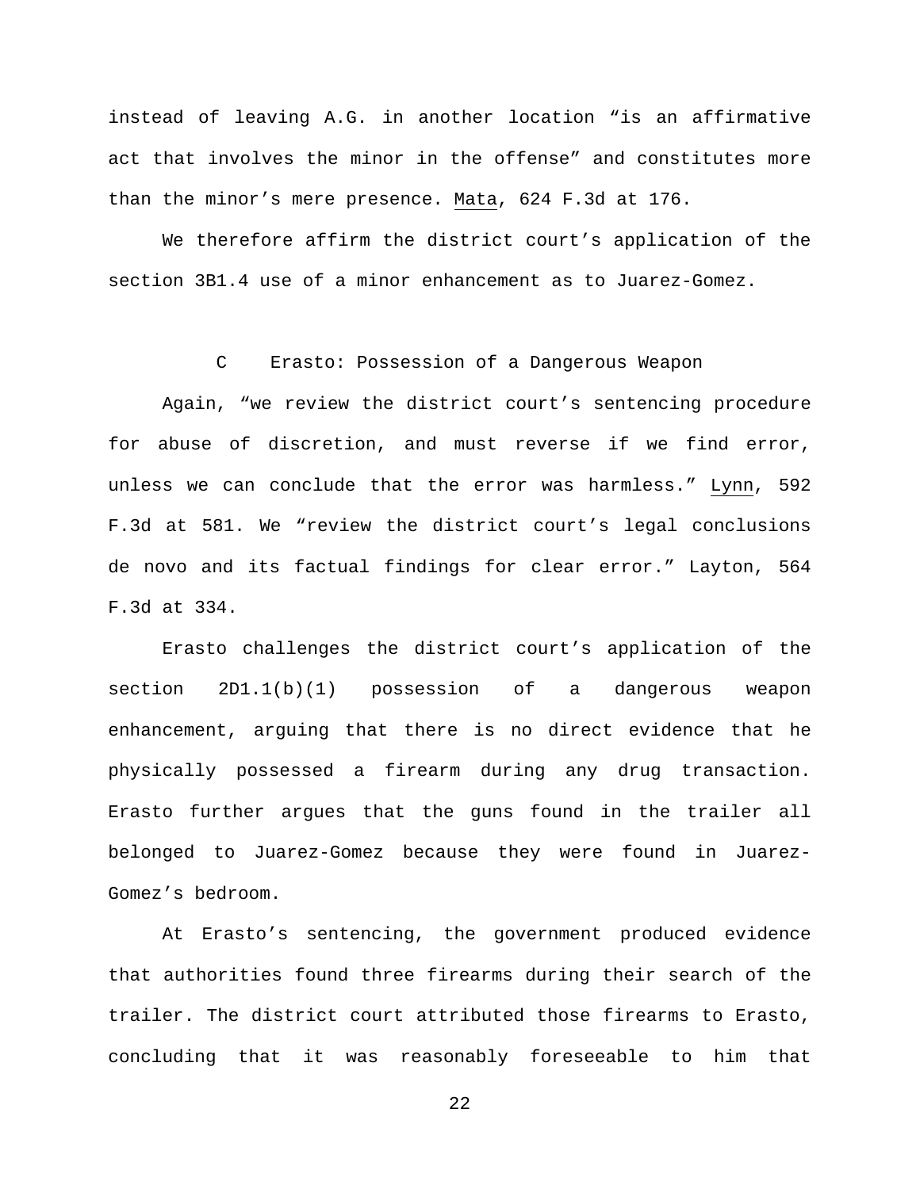instead of leaving A.G. in another location "is an affirmative act that involves the minor in the offense" and constitutes more than the minor's mere presence. Mata, 624 F.3d at 176.

We therefore affirm the district court's application of the section 3B1.4 use of a minor enhancement as to Juarez-Gomez.

### C Erasto: Possession of a Dangerous Weapon

Again, "we review the district court's sentencing procedure for abuse of discretion, and must reverse if we find error, unless we can conclude that the error was harmless." Lynn, 592 F.3d at 581. We "review the district court's legal conclusions de novo and its factual findings for clear error." Layton, 564 F.3d at 334.

Erasto challenges the district court's application of the section 2D1.1(b)(1) possession of a dangerous weapon enhancement, arguing that there is no direct evidence that he physically possessed a firearm during any drug transaction. Erasto further argues that the guns found in the trailer all belonged to Juarez-Gomez because they were found in Juarez-Gomez's bedroom.

At Erasto's sentencing, the government produced evidence that authorities found three firearms during their search of the trailer. The district court attributed those firearms to Erasto, concluding that it was reasonably foreseeable to him that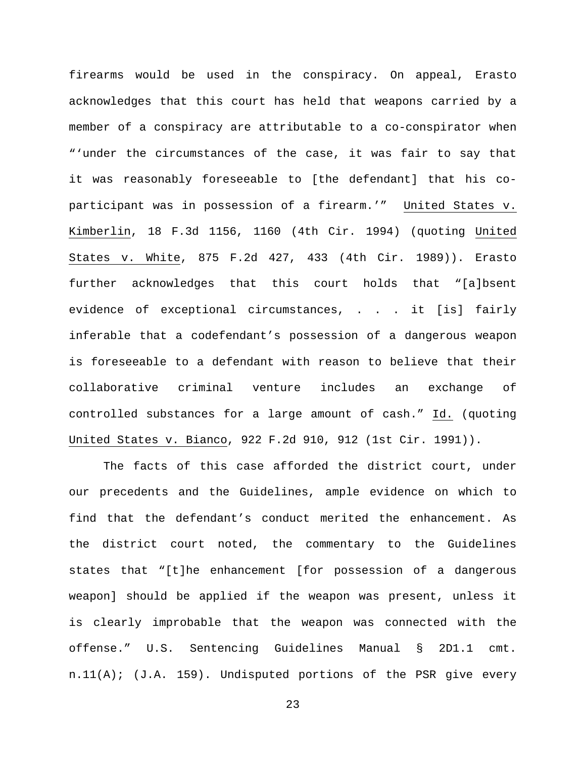firearms would be used in the conspiracy. On appeal, Erasto acknowledges that this court has held that weapons carried by a member of a conspiracy are attributable to a co-conspirator when "'under the circumstances of the case, it was fair to say that it was reasonably foreseeable to [the defendant] that his co-participant was in possession of a firearm.'" United States v. Kimberlin, 18 F.3d 1156, 1160 (4th Cir. 1994) (quoting United States v. White, 875 F.2d 427, 433 (4th Cir. 1989)). Erasto further acknowledges that this court holds that "[a]bsent evidence of exceptional circumstances, . . . it [is] fairly inferable that a codefendant's possession of a dangerous weapon is foreseeable to a defendant with reason to believe that their collaborative criminal venture includes an exchange of controlled substances for a large amount of cash." Id. (quoting United States v. Bianco, 922 F.2d 910, 912 (1st Cir. 1991)).

The facts of this case afforded the district court, under our precedents and the Guidelines, ample evidence on which to find that the defendant's conduct merited the enhancement. As the district court noted, the commentary to the Guidelines states that "[t]he enhancement [for possession of a dangerous weapon] should be applied if the weapon was present, unless it is clearly improbable that the weapon was connected with the offense." U.S. Sentencing Guidelines Manual § 2D1.1 cmt. n.11(A); (J.A. 159). Undisputed portions of the PSR give every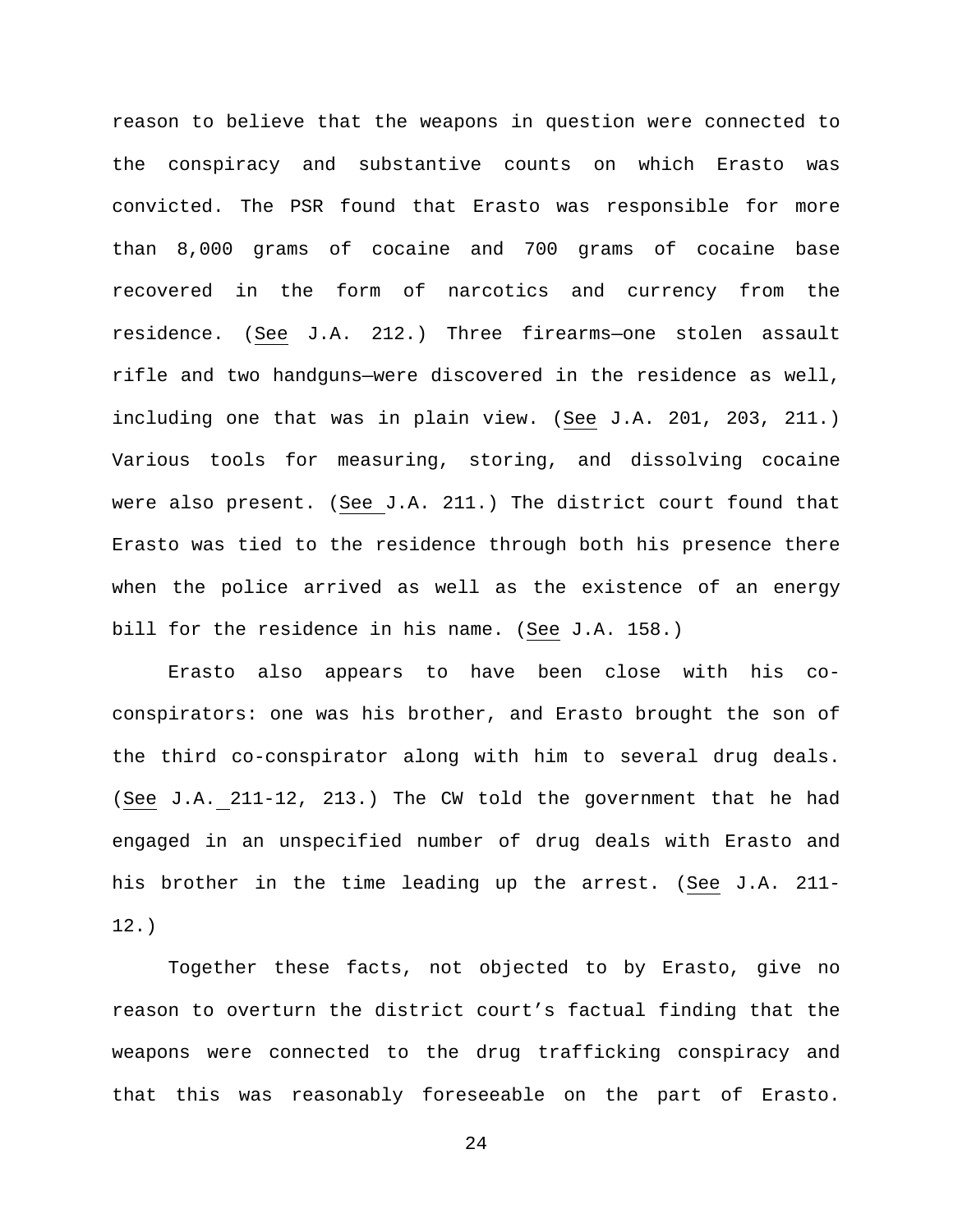reason to believe that the weapons in question were connected to the conspiracy and substantive counts on which Erasto was convicted. The PSR found that Erasto was responsible for more than 8,000 grams of cocaine and 700 grams of cocaine base recovered in the form of narcotics and currency from the residence. (See J.A. 212.) Three firearms—one stolen assault rifle and two handguns—were discovered in the residence as well, including one that was in plain view. (See J.A. 201, 203, 211.) Various tools for measuring, storing, and dissolving cocaine were also present. (See J.A. 211.) The district court found that Erasto was tied to the residence through both his presence there when the police arrived as well as the existence of an energy bill for the residence in his name. (See J.A. 158.)

Erasto also appears to have been close with his co-conspirators: one was his brother, and Erasto brought the son of the third co-conspirator along with him to several drug deals. (See J.A. 211-12, 213.) The CW told the government that he had engaged in an unspecified number of drug deals with Erasto and his brother in the time leading up the arrest. (See J.A. 211-12.)

Together these facts, not objected to by Erasto, give no reason to overturn the district court's factual finding that the weapons were connected to the drug trafficking conspiracy and that this was reasonably foreseeable on the part of Erasto.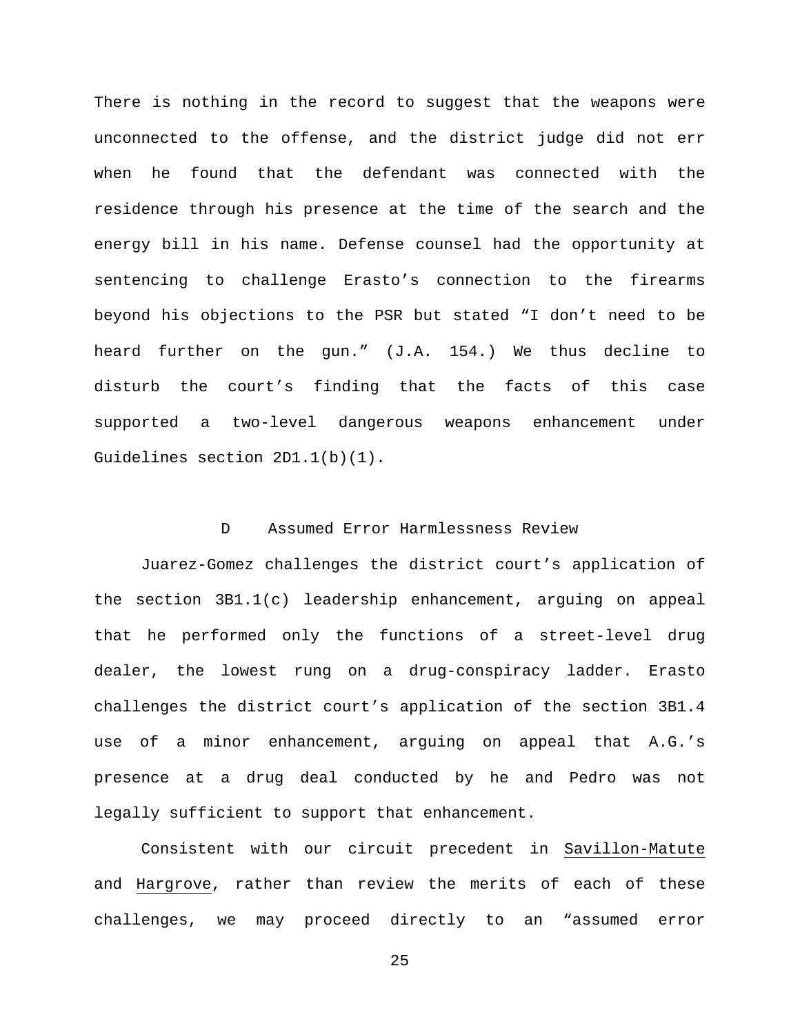There is nothing in the record to suggest that the weapons were unconnected to the offense, and the district judge did not err when he found that the defendant was connected with the residence through his presence at the time of the search and the energy bill in his name. Defense counsel had the opportunity at sentencing to challenge Erasto's connection to the firearms beyond his objections to the PSR but stated "I don't need to be heard further on the gun." (J.A. 154.) We thus decline to disturb the court's finding that the facts of this case supported a two-level dangerous weapons enhancement under Guidelines section 2D1.1(b)(1).

### D Assumed Error Harmlessness Review

Juarez-Gomez challenges the district court's application of the section 3B1.1(c) leadership enhancement, arguing on appeal that he performed only the functions of a street-level drug dealer, the lowest rung on a drug-conspiracy ladder. Erasto challenges the district court's application of the section 3B1.4 use of a minor enhancement, arguing on appeal that A.G.'s presence at a drug deal conducted by he and Pedro was not legally sufficient to support that enhancement.

Consistent with our circuit precedent in Savillon-Matute and Hargrove, rather than review the merits of each of these challenges, we may proceed directly to an "assumed error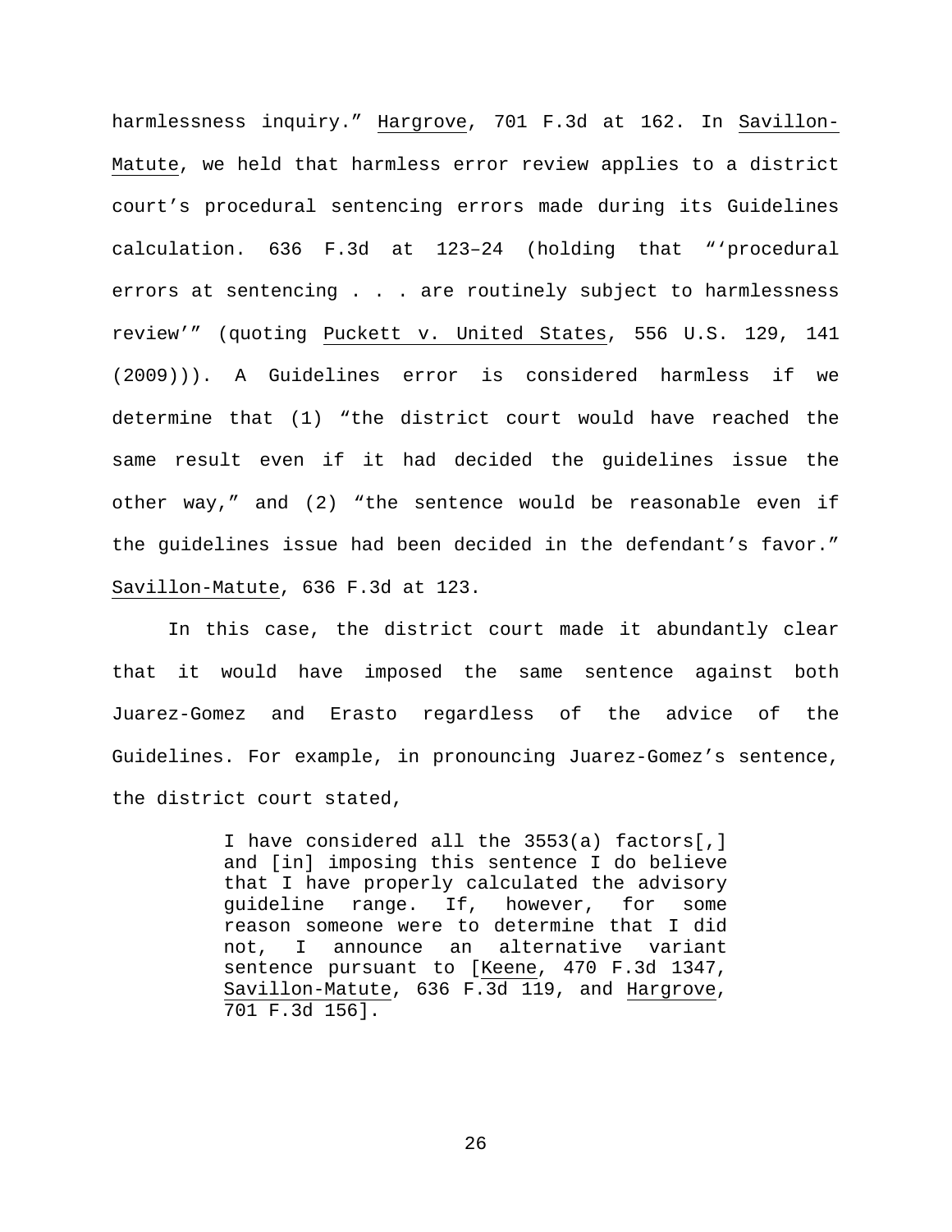harmlessness inquiry." Hargrove, 701 F.3d at 162. In Savillon-Matute, we held that harmless error review applies to a district court's procedural sentencing errors made during its Guidelines calculation. 636 F.3d at 123–24 (holding that "'procedural errors at sentencing . . . are routinely subject to harmlessness review'" (quoting Puckett v. United States, 556 U.S. 129, 141 (2009))). A Guidelines error is considered harmless if we determine that (1) "the district court would have reached the same result even if it had decided the guidelines issue the other way," and (2) "the sentence would be reasonable even if the guidelines issue had been decided in the defendant's favor." Savillon-Matute, 636 F.3d at 123.

In this case, the district court made it abundantly clear that it would have imposed the same sentence against both Juarez-Gomez and Erasto regardless of the advice of the Guidelines. For example, in pronouncing Juarez-Gomez's sentence, the district court stated,

> I have considered all the 3553(a) factors[,] and [in] imposing this sentence I do believe that I have properly calculated the advisory guideline range. If, however, for some reason someone were to determine that I did not, I announce an alternative variant sentence pursuant to [Keene, 470 F.3d 1347, Savillon-Matute, 636 F.3d 119, and Hargrove, 701 F.3d 156].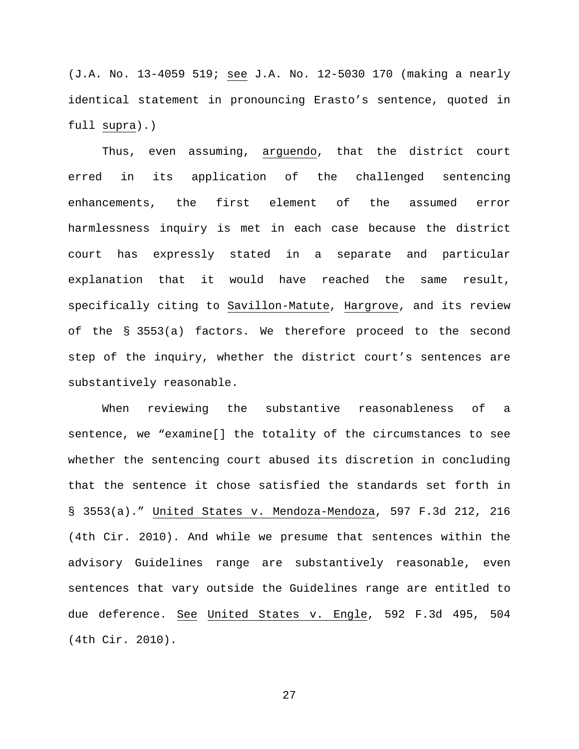(J.A. No. 13-4059 519; _see_ J.A. No. 12-5030 170 (making a nearly identical statement in pronouncing Erasto's sentence, quoted in full _supra_).)

Thus, even assuming, _arguendo_, that the district court erred in its application of the challenged sentencing enhancements, the first element of the assumed error harmlessness inquiry is met in each case because the district court has expressly stated in a separate and particular explanation that it would have reached the same result, specifically citing to _Savillon-Matute_, _Hargrove_, and its review of the § 3553(a) factors. We therefore proceed to the second step of the inquiry, whether the district court's sentences are substantively reasonable.

When reviewing the substantive reasonableness of a sentence, we "examine[] the totality of the circumstances to see whether the sentencing court abused its discretion in concluding that the sentence it chose satisfied the standards set forth in § 3553(a)." _United States v. Mendoza-Mendoza_, 597 F.3d 212, 216 (4th Cir. 2010). And while we presume that sentences within the advisory Guidelines range are substantively reasonable, even sentences that vary outside the Guidelines range are entitled to due deference. _See_ _United States v. Engle_, 592 F.3d 495, 504 (4th Cir. 2010).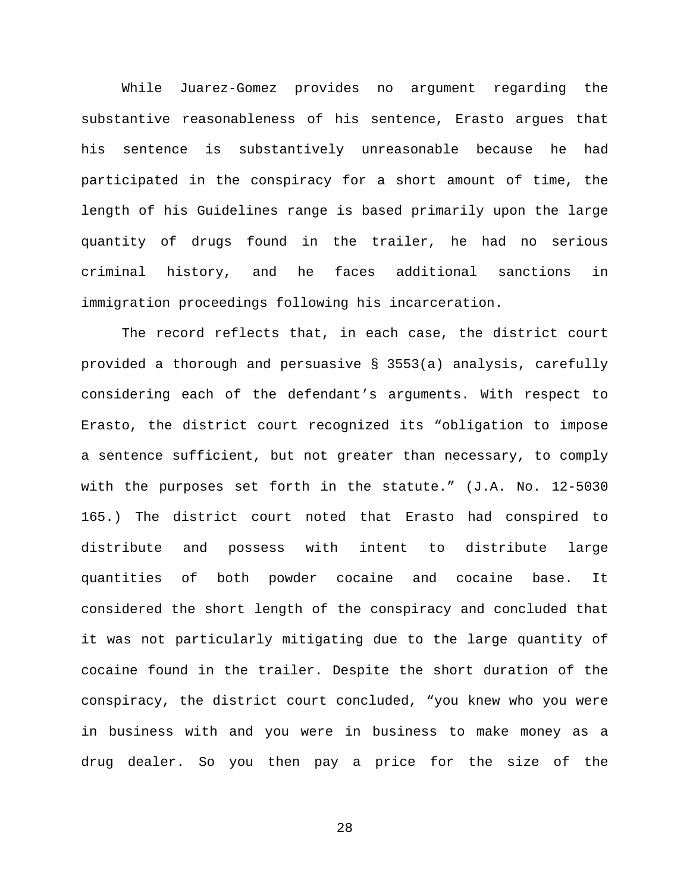While Juarez-Gomez provides no argument regarding the substantive reasonableness of his sentence, Erasto argues that his sentence is substantively unreasonable because he had participated in the conspiracy for a short amount of time, the length of his Guidelines range is based primarily upon the large quantity of drugs found in the trailer, he had no serious criminal history, and he faces additional sanctions in immigration proceedings following his incarceration.

The record reflects that, in each case, the district court provided a thorough and persuasive § 3553(a) analysis, carefully considering each of the defendant's arguments. With respect to Erasto, the district court recognized its "obligation to impose a sentence sufficient, but not greater than necessary, to comply with the purposes set forth in the statute." (J.A. No. 12-5030 165.) The district court noted that Erasto had conspired to distribute and possess with intent to distribute large quantities of both powder cocaine and cocaine base. It considered the short length of the conspiracy and concluded that it was not particularly mitigating due to the large quantity of cocaine found in the trailer. Despite the short duration of the conspiracy, the district court concluded, "you knew who you were in business with and you were in business to make money as a drug dealer. So you then pay a price for the size of the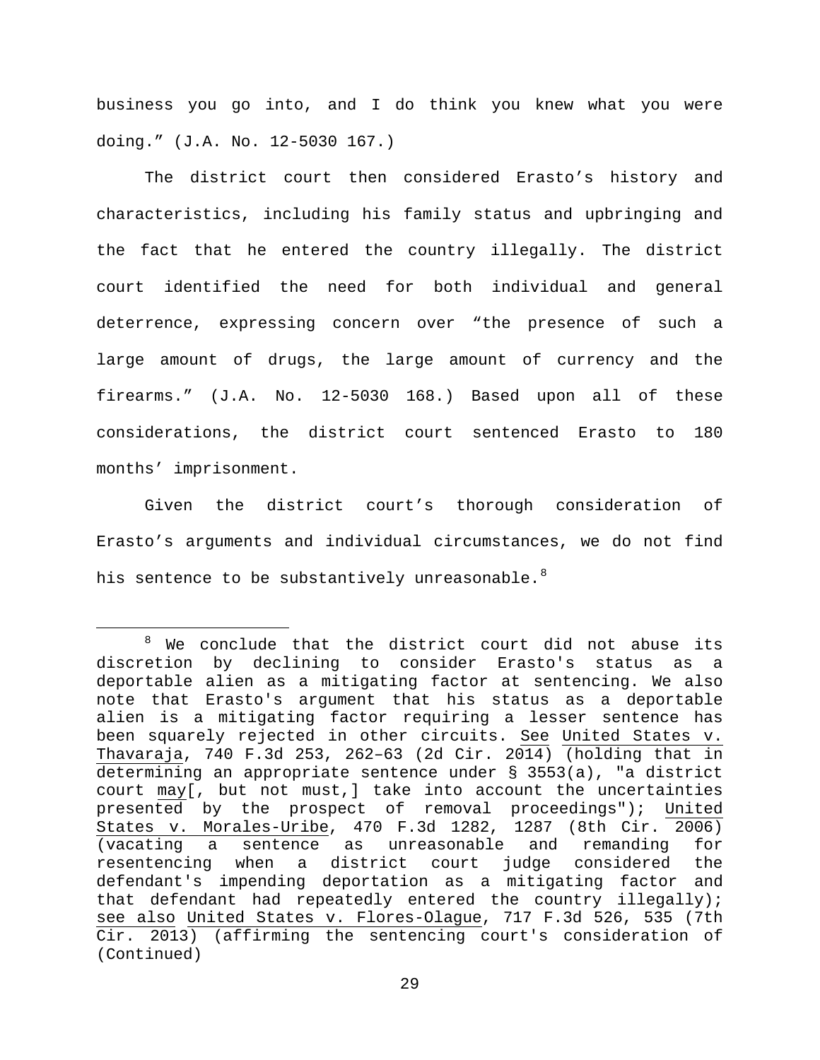business you go into, and I do think you knew what you were doing.” (J.A. No. 12-5030 167.)

The district court then considered Erasto’s history and characteristics, including his family status and upbringing and the fact that he entered the country illegally. The district court identified the need for both individual and general deterrence, expressing concern over “the presence of such a large amount of drugs, the large amount of currency and the firearms.” (J.A. No. 12-5030 168.) Based upon all of these considerations, the district court sentenced Erasto to 180 months’ imprisonment.

Given the district court’s thorough consideration of Erasto’s arguments and individual circumstances, we do not find his sentence to be substantively unreasonable.[8]

---

[8] We conclude that the district court did not abuse its discretion by declining to consider Erasto's status as a deportable alien as a mitigating factor at sentencing. We also note that Erasto's argument that his status as a deportable alien is a mitigating factor requiring a lesser sentence has been squarely rejected in other circuits. See United States v. Thavaraja, 740 F.3d 253, 262–63 (2d Cir. 2014) (holding that in determining an appropriate sentence under § 3553(a), "a district court may[, but not must,] take into account the uncertainties presented by the prospect of removal proceedings"); United States v. Morales-Uribe, 470 F.3d 1282, 1287 (8th Cir. 2006) (vacating a sentence as unreasonable and remanding for resentencing when a district court judge considered the defendant's impending deportation as a mitigating factor and that defendant had repeatedly entered the country illegally); see also United States v. Flores-Olague, 717 F.3d 526, 535 (7th Cir. 2013) (affirming the sentencing court's consideration of (Continued)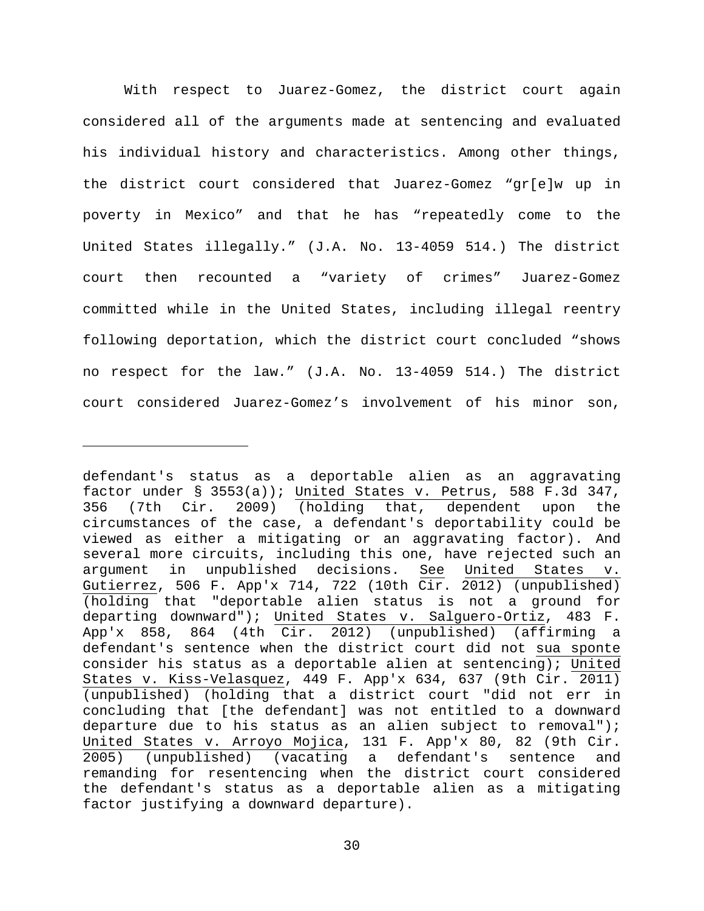With respect to Juarez-Gomez, the district court again considered all of the arguments made at sentencing and evaluated his individual history and characteristics. Among other things, the district court considered that Juarez-Gomez "gr[e]w up in poverty in Mexico" and that he has "repeatedly come to the United States illegally." (J.A. No. 13-4059 514.) The district court then recounted a "variety of crimes" Juarez-Gomez committed while in the United States, including illegal reentry following deportation, which the district court concluded "shows no respect for the law." (J.A. No. 13-4059 514.) The district court considered Juarez-Gomez's involvement of his minor son,

---

defendant's status as a deportable alien as an aggravating factor under § 3553(a)); United States v. Petrus, 588 F.3d 347, 356 (7th Cir. 2009) (holding that, dependent upon the circumstances of the case, a defendant's deportability could be viewed as either a mitigating or an aggravating factor). And several more circuits, including this one, have rejected such an argument in unpublished decisions. See United States v. Gutierrez, 506 F. App'x 714, 722 (10th Cir. 2012) (unpublished) (holding that "deportable alien status is not a ground for departing downward"); United States v. Salguero-Ortiz, 483 F. App'x 858, 864 (4th Cir. 2012) (unpublished) (affirming a defendant's sentence when the district court did not sua sponte consider his status as a deportable alien at sentencing); United States v. Kiss-Velasquez, 449 F. App'x 634, 637 (9th Cir. 2011) (unpublished) (holding that a district court "did not err in concluding that [the defendant] was not entitled to a downward departure due to his status as an alien subject to removal"); United States v. Arroyo Mojica, 131 F. App'x 80, 82 (9th Cir. 2005) (unpublished) (vacating a defendant's sentence and remanding for resentencing when the district court considered the defendant's status as a deportable alien as a mitigating factor justifying a downward departure).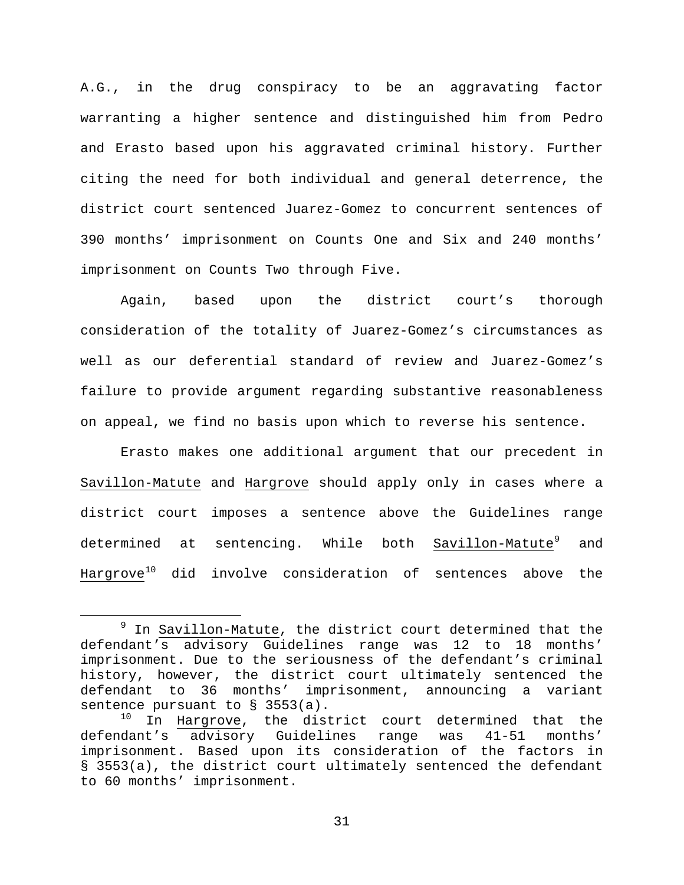A.G., in the drug conspiracy to be an aggravating factor warranting a higher sentence and distinguished him from Pedro and Erasto based upon his aggravated criminal history. Further citing the need for both individual and general deterrence, the district court sentenced Juarez-Gomez to concurrent sentences of 390 months' imprisonment on Counts One and Six and 240 months' imprisonment on Counts Two through Five.

Again, based upon the district court's thorough consideration of the totality of Juarez-Gomez's circumstances as well as our deferential standard of review and Juarez-Gomez's failure to provide argument regarding substantive reasonableness on appeal, we find no basis upon which to reverse his sentence.

Erasto makes one additional argument that our precedent in Savillon-Matute and Hargrove should apply only in cases where a district court imposes a sentence above the Guidelines range determined at sentencing. While both Savillon-Matute[9] and Hargrove[10] did involve consideration of sentences above the

---

[9] In Savillon-Matute, the district court determined that the defendant's advisory Guidelines range was 12 to 18 months' imprisonment. Due to the seriousness of the defendant's criminal history, however, the district court ultimately sentenced the defendant to 36 months' imprisonment, announcing a variant sentence pursuant to § 3553(a).

[10] In Hargrove, the district court determined that the defendant's advisory Guidelines range was 41-51 months' imprisonment. Based upon its consideration of the factors in § 3553(a), the district court ultimately sentenced the defendant to 60 months' imprisonment.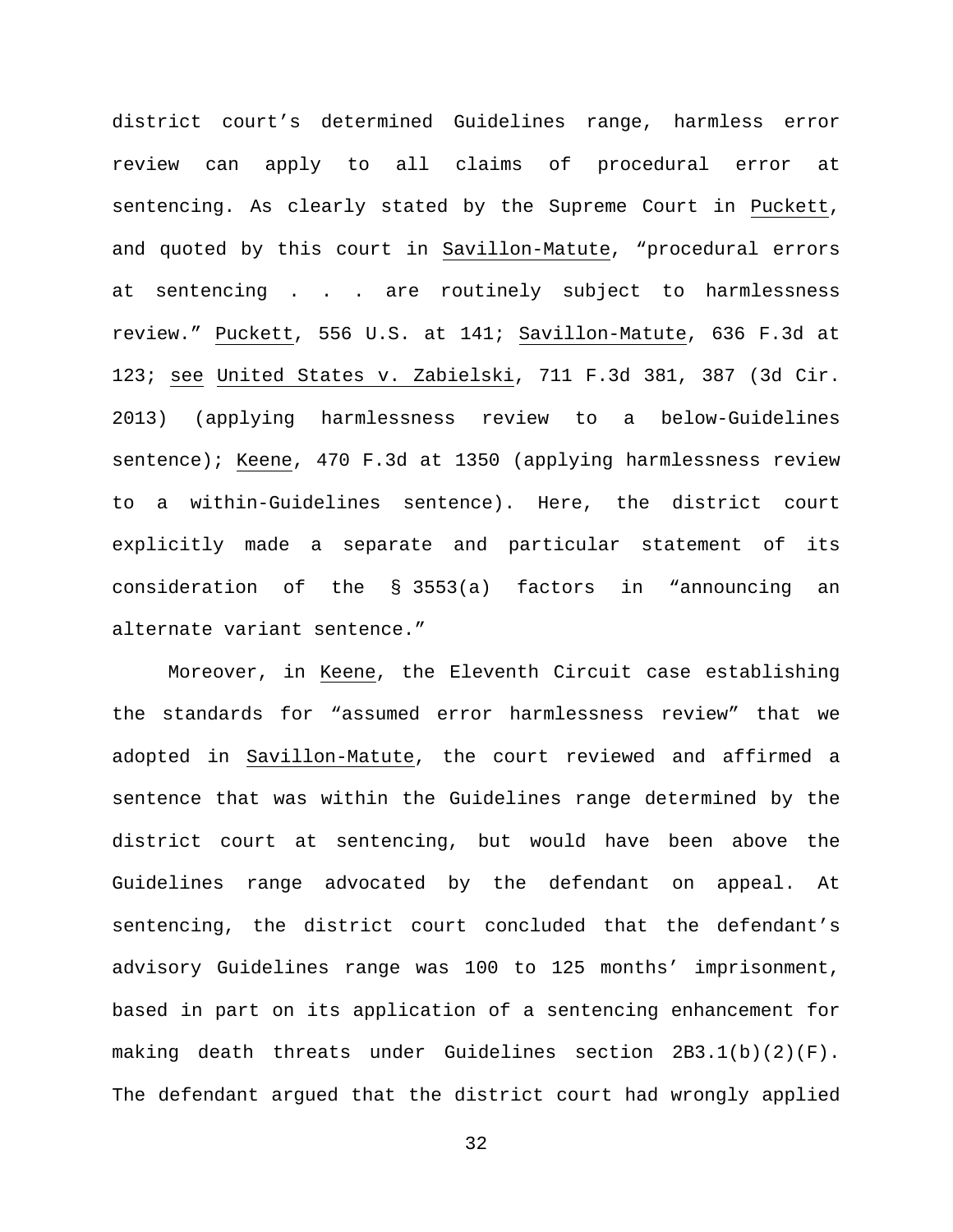district court's determined Guidelines range, harmless error review can apply to all claims of procedural error at sentencing. As clearly stated by the Supreme Court in Puckett, and quoted by this court in Savillon-Matute, "procedural errors at sentencing . . . are routinely subject to harmlessness review." Puckett, 556 U.S. at 141; Savillon-Matute, 636 F.3d at 123; see United States v. Zabielski, 711 F.3d 381, 387 (3d Cir. 2013) (applying harmlessness review to a below-Guidelines sentence); Keene, 470 F.3d at 1350 (applying harmlessness review to a within-Guidelines sentence). Here, the district court explicitly made a separate and particular statement of its consideration of the § 3553(a) factors in "announcing an alternate variant sentence."

Moreover, in Keene, the Eleventh Circuit case establishing the standards for "assumed error harmlessness review" that we adopted in Savillon-Matute, the court reviewed and affirmed a sentence that was within the Guidelines range determined by the district court at sentencing, but would have been above the Guidelines range advocated by the defendant on appeal. At sentencing, the district court concluded that the defendant's advisory Guidelines range was 100 to 125 months' imprisonment, based in part on its application of a sentencing enhancement for making death threats under Guidelines section 2B3.1(b)(2)(F). The defendant argued that the district court had wrongly applied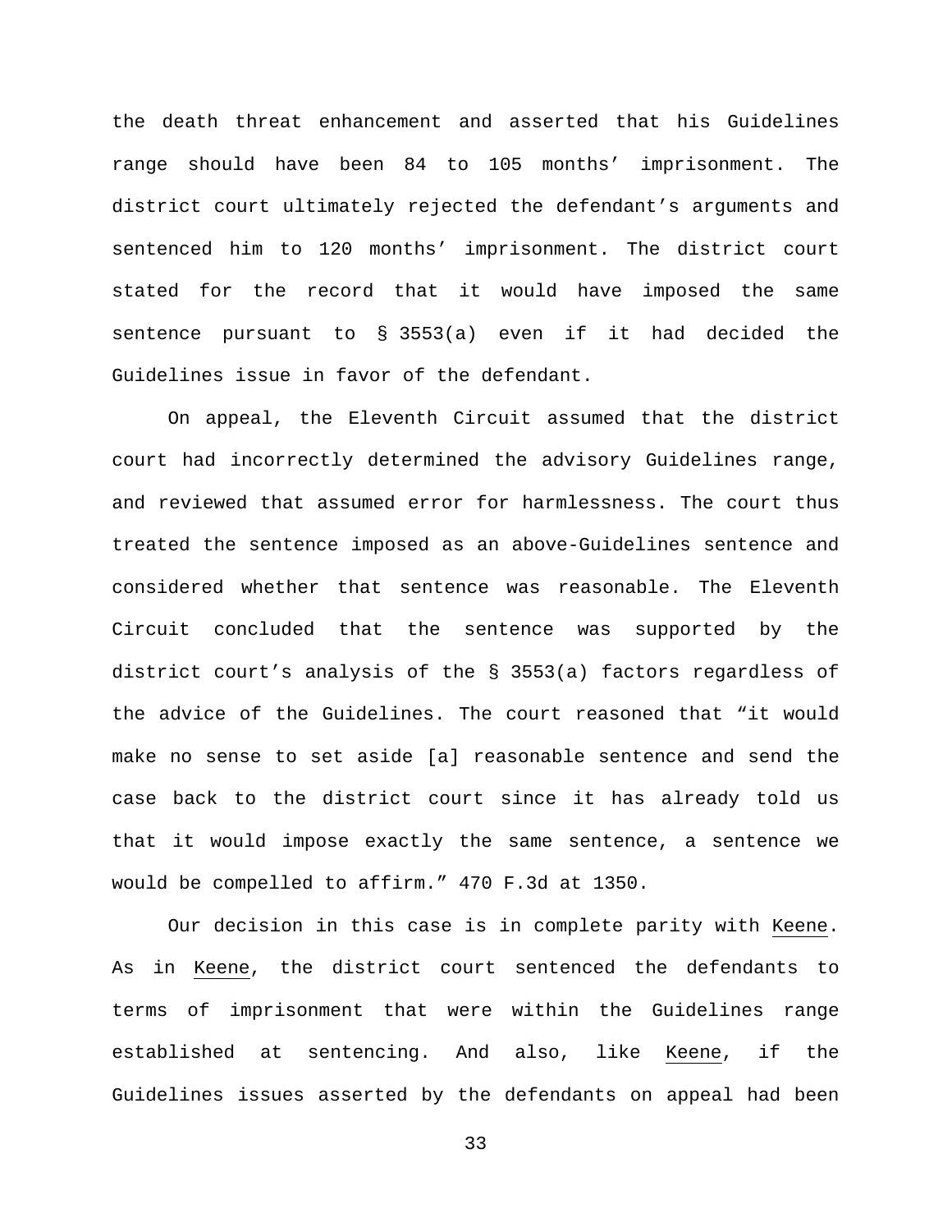the death threat enhancement and asserted that his Guidelines range should have been 84 to 105 months' imprisonment. The district court ultimately rejected the defendant's arguments and sentenced him to 120 months' imprisonment. The district court stated for the record that it would have imposed the same sentence pursuant to § 3553(a) even if it had decided the Guidelines issue in favor of the defendant.

On appeal, the Eleventh Circuit assumed that the district court had incorrectly determined the advisory Guidelines range, and reviewed that assumed error for harmlessness. The court thus treated the sentence imposed as an above-Guidelines sentence and considered whether that sentence was reasonable. The Eleventh Circuit concluded that the sentence was supported by the district court's analysis of the § 3553(a) factors regardless of the advice of the Guidelines. The court reasoned that "it would make no sense to set aside [a] reasonable sentence and send the case back to the district court since it has already told us that it would impose exactly the same sentence, a sentence we would be compelled to affirm." 470 F.3d at 1350.

Our decision in this case is in complete parity with Keene. As in Keene, the district court sentenced the defendants to terms of imprisonment that were within the Guidelines range established at sentencing. And also, like Keene, if the Guidelines issues asserted by the defendants on appeal had been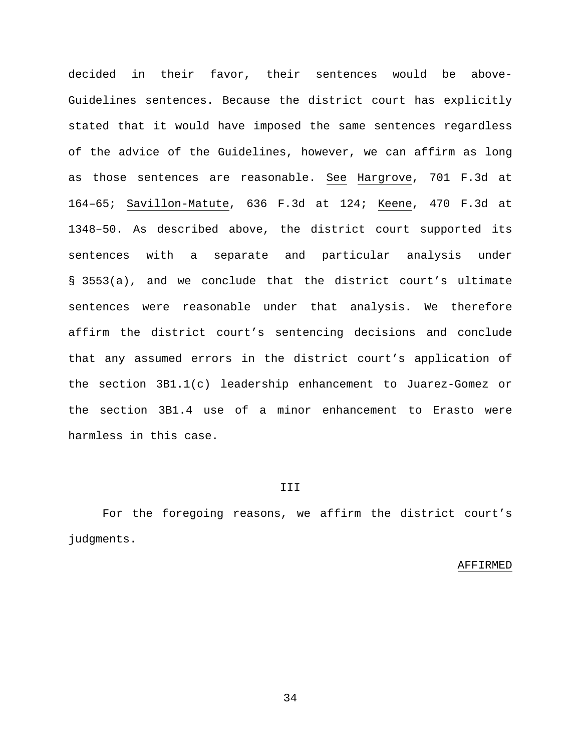decided in their favor, their sentences would be above-Guidelines sentences. Because the district court has explicitly stated that it would have imposed the same sentences regardless of the advice of the Guidelines, however, we can affirm as long as those sentences are reasonable. See Hargrove, 701 F.3d at 164–65; Savillon-Matute, 636 F.3d at 124; Keene, 470 F.3d at 1348–50. As described above, the district court supported its sentences with a separate and particular analysis under § 3553(a), and we conclude that the district court's ultimate sentences were reasonable under that analysis. We therefore affirm the district court's sentencing decisions and conclude that any assumed errors in the district court's application of the section 3B1.1(c) leadership enhancement to Juarez-Gomez or the section 3B1.4 use of a minor enhancement to Erasto were harmless in this case.

## III

For the foregoing reasons, we affirm the district court's judgments.

AFFIRMED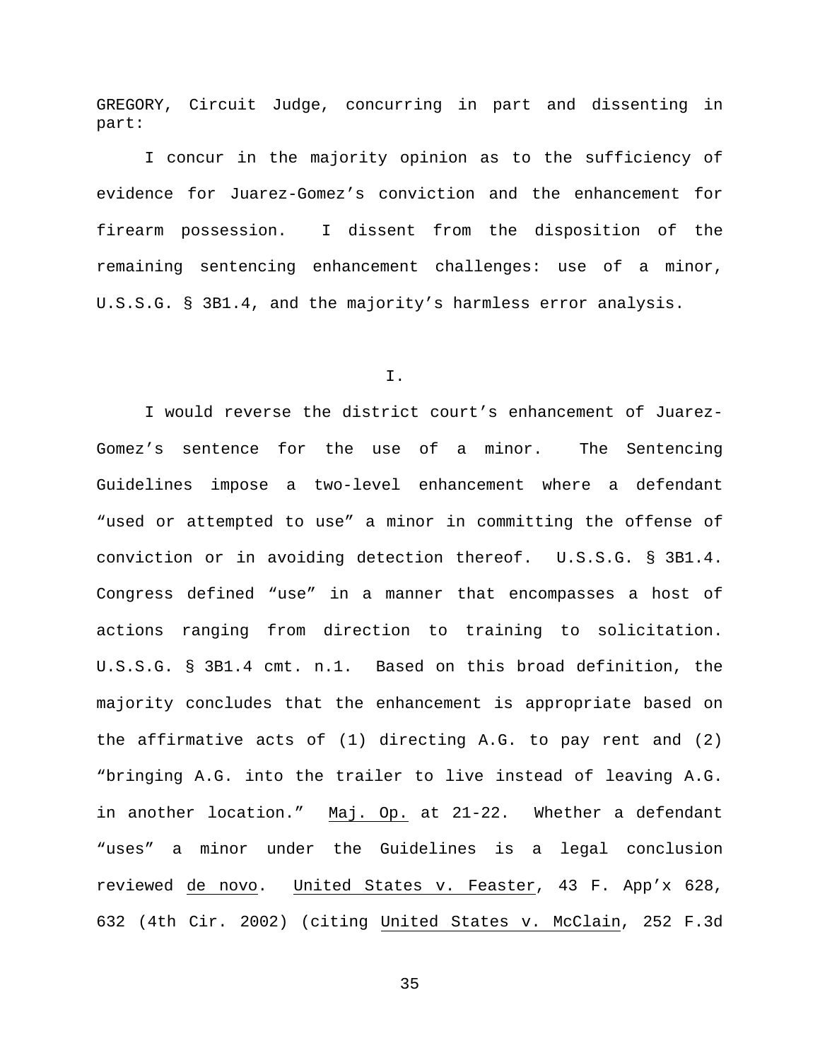GREGORY, Circuit Judge, concurring in part and dissenting in part:

I concur in the majority opinion as to the sufficiency of evidence for Juarez-Gomez's conviction and the enhancement for firearm possession. I dissent from the disposition of the remaining sentencing enhancement challenges: use of a minor, U.S.S.G. § 3B1.4, and the majority's harmless error analysis.

## I.

I would reverse the district court's enhancement of Juarez-Gomez's sentence for the use of a minor. The Sentencing Guidelines impose a two-level enhancement where a defendant "used or attempted to use" a minor in committing the offense of conviction or in avoiding detection thereof. U.S.S.G. § 3B1.4. Congress defined "use" in a manner that encompasses a host of actions ranging from direction to training to solicitation. U.S.S.G. § 3B1.4 cmt. n.1. Based on this broad definition, the majority concludes that the enhancement is appropriate based on the affirmative acts of (1) directing A.G. to pay rent and (2) "bringing A.G. into the trailer to live instead of leaving A.G. in another location." Maj. Op. at 21-22. Whether a defendant "uses" a minor under the Guidelines is a legal conclusion reviewed de novo. United States v. Feaster, 43 F. App'x 628, 632 (4th Cir. 2002) (citing United States v. McClain, 252 F.3d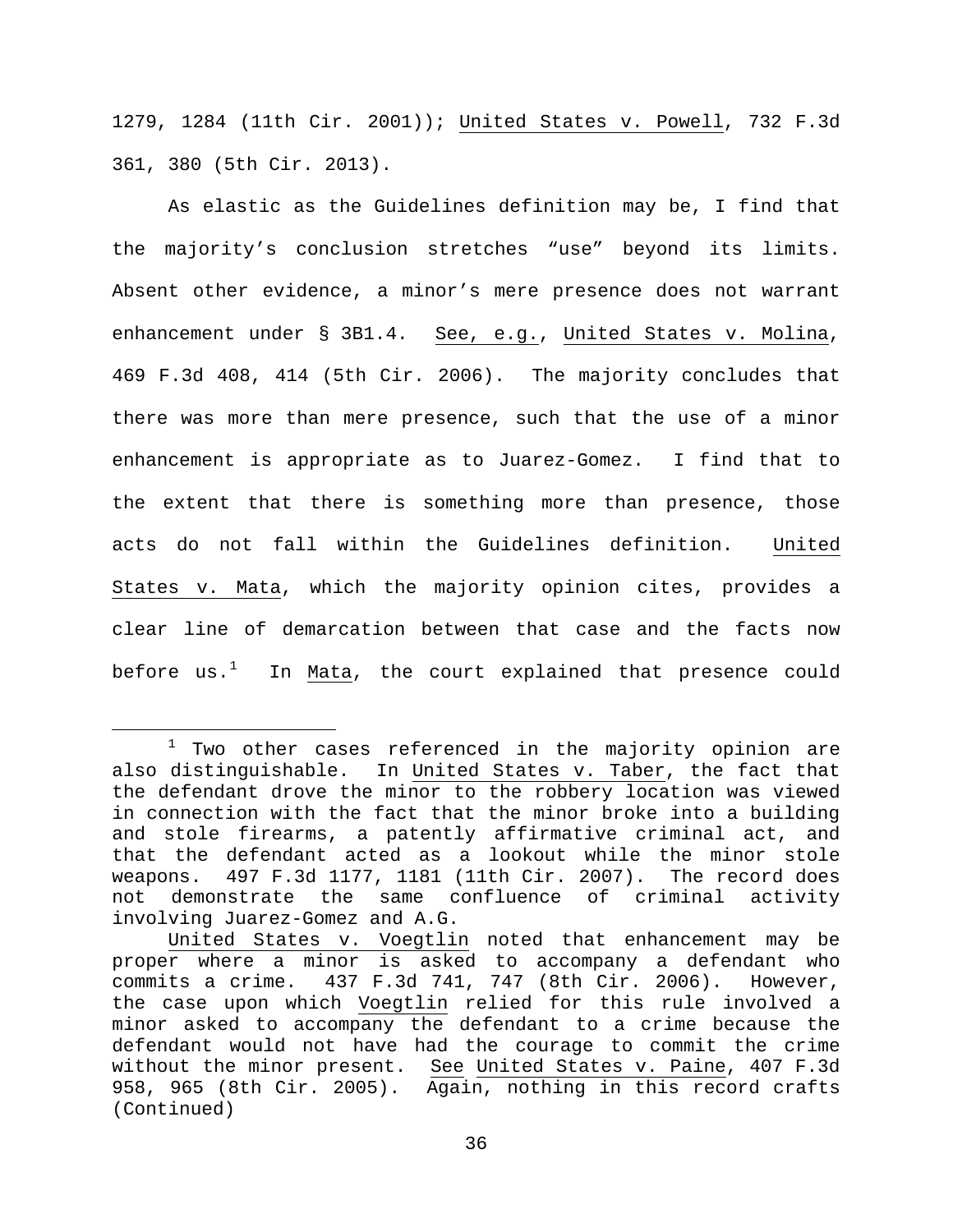1279, 1284 (11th Cir. 2001)); United States v. Powell, 732 F.3d 361, 380 (5th Cir. 2013).

As elastic as the Guidelines definition may be, I find that the majority's conclusion stretches "use" beyond its limits. Absent other evidence, a minor's mere presence does not warrant enhancement under § 3B1.4. See, e.g., United States v. Molina, 469 F.3d 408, 414 (5th Cir. 2006). The majority concludes that there was more than mere presence, such that the use of a minor enhancement is appropriate as to Juarez-Gomez. I find that to the extent that there is something more than presence, those acts do not fall within the Guidelines definition. United States v. Mata, which the majority opinion cites, provides a clear line of demarcation between that case and the facts now before us.[1] In Mata, the court explained that presence could

---

[1] Two other cases referenced in the majority opinion are also distinguishable. In United States v. Taber, the fact that the defendant drove the minor to the robbery location was viewed in connection with the fact that the minor broke into a building and stole firearms, a patently affirmative criminal act, and that the defendant acted as a lookout while the minor stole weapons. 497 F.3d 1177, 1181 (11th Cir. 2007). The record does not demonstrate the same confluence of criminal activity involving Juarez-Gomez and A.G.

United States v. Voegtlin noted that enhancement may be proper where a minor is asked to accompany a defendant who commits a crime. 437 F.3d 741, 747 (8th Cir. 2006). However, the case upon which Voegtlin relied for this rule involved a minor asked to accompany the defendant to a crime because the defendant would not have had the courage to commit the crime without the minor present. See United States v. Paine, 407 F.3d 958, 965 (8th Cir. 2005). Again, nothing in this record crafts (Continued)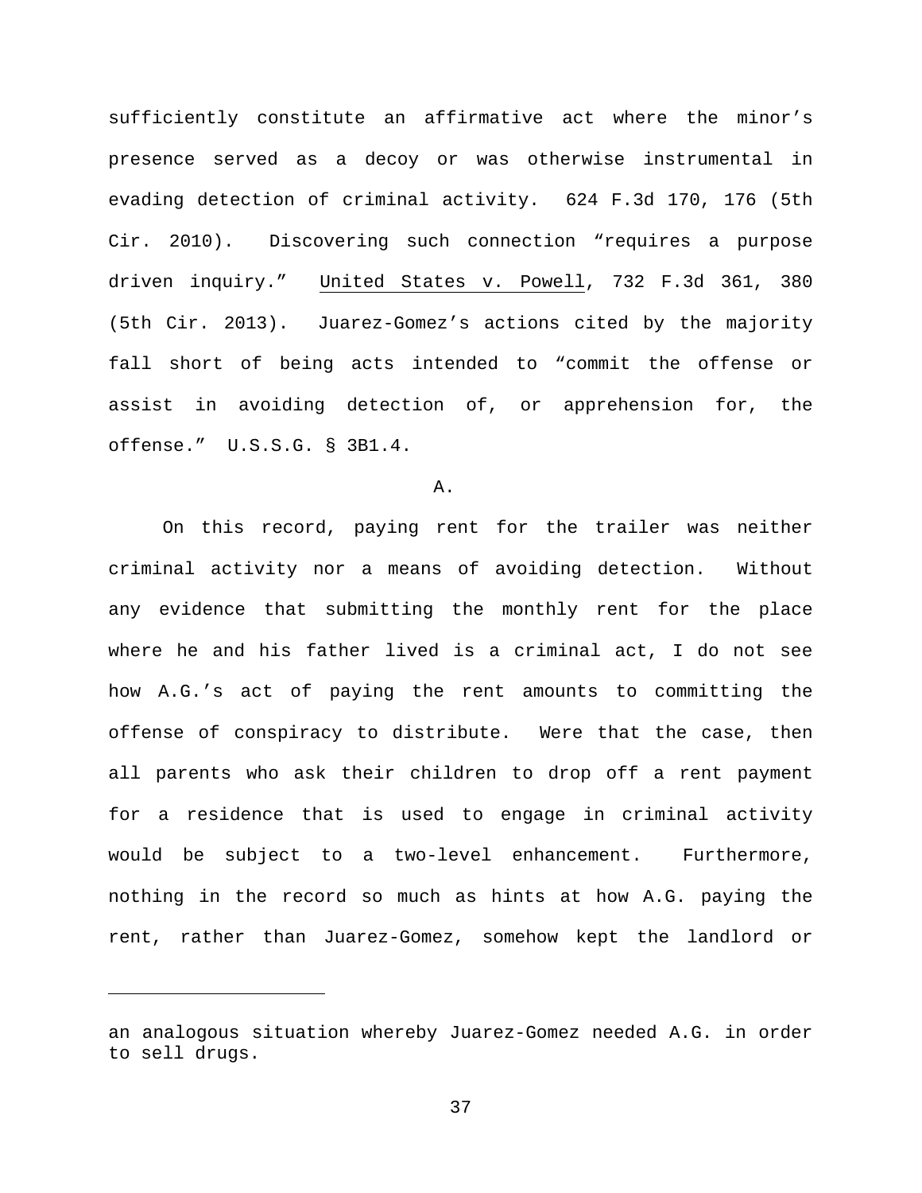sufficiently constitute an affirmative act where the minor's presence served as a decoy or was otherwise instrumental in evading detection of criminal activity. 624 F.3d 170, 176 (5th Cir. 2010). Discovering such connection "requires a purpose driven inquiry." United States v. Powell, 732 F.3d 361, 380 (5th Cir. 2013). Juarez-Gomez's actions cited by the majority fall short of being acts intended to "commit the offense or assist in avoiding detection of, or apprehension for, the offense." U.S.S.G. § 3B1.4.

A.

On this record, paying rent for the trailer was neither criminal activity nor a means of avoiding detection. Without any evidence that submitting the monthly rent for the place where he and his father lived is a criminal act, I do not see how A.G.'s act of paying the rent amounts to committing the offense of conspiracy to distribute. Were that the case, then all parents who ask their children to drop off a rent payment for a residence that is used to engage in criminal activity would be subject to a two-level enhancement. Furthermore, nothing in the record so much as hints at how A.G. paying the rent, rather than Juarez-Gomez, somehow kept the landlord or

---

an analogous situation whereby Juarez-Gomez needed A.G. in order to sell drugs.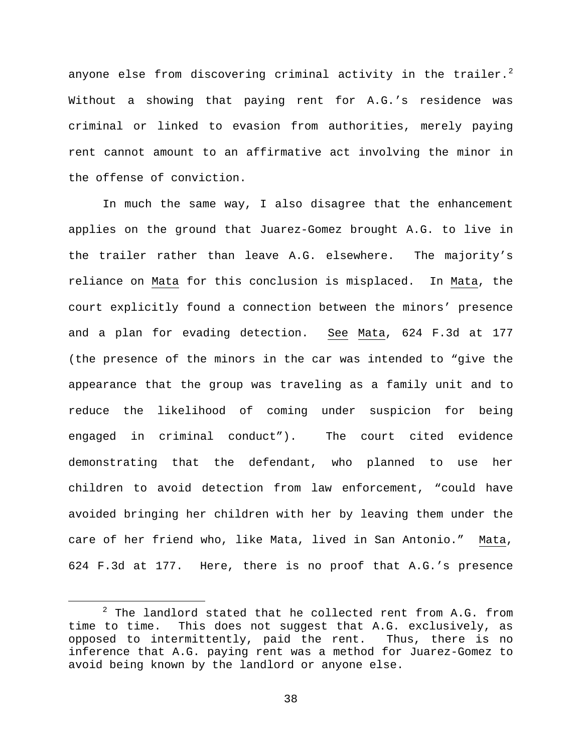anyone else from discovering criminal activity in the trailer.[2] Without a showing that paying rent for A.G.'s residence was criminal or linked to evasion from authorities, merely paying rent cannot amount to an affirmative act involving the minor in the offense of conviction.

In much the same way, I also disagree that the enhancement applies on the ground that Juarez-Gomez brought A.G. to live in the trailer rather than leave A.G. elsewhere. The majority's reliance on Mata for this conclusion is misplaced. In Mata, the court explicitly found a connection between the minors' presence and a plan for evading detection. See Mata, 624 F.3d at 177 (the presence of the minors in the car was intended to "give the appearance that the group was traveling as a family unit and to reduce the likelihood of coming under suspicion for being engaged in criminal conduct"). The court cited evidence demonstrating that the defendant, who planned to use her children to avoid detection from law enforcement, "could have avoided bringing her children with her by leaving them under the care of her friend who, like Mata, lived in San Antonio." Mata, 624 F.3d at 177. Here, there is no proof that A.G.'s presence

---

[2] The landlord stated that he collected rent from A.G. from time to time. This does not suggest that A.G. exclusively, as opposed to intermittently, paid the rent. Thus, there is no inference that A.G. paying rent was a method for Juarez-Gomez to avoid being known by the landlord or anyone else.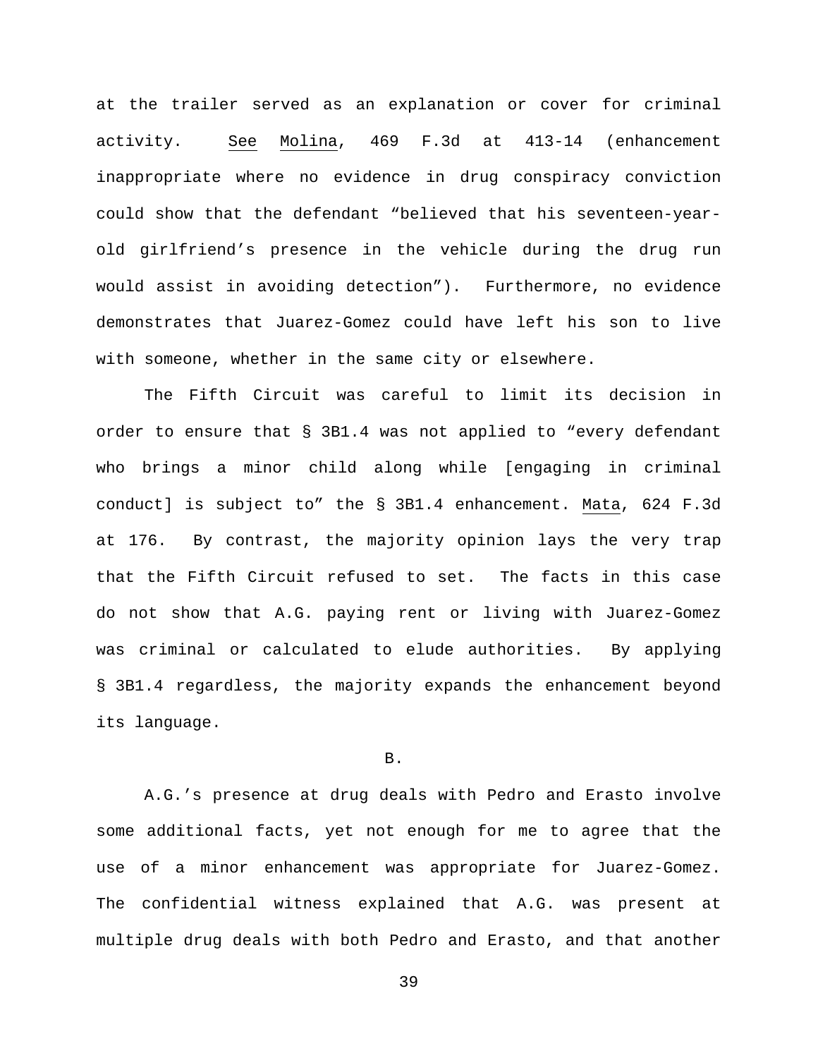at the trailer served as an explanation or cover for criminal activity. See Molina, 469 F.3d at 413-14 (enhancement inappropriate where no evidence in drug conspiracy conviction could show that the defendant "believed that his seventeen-year-old girlfriend's presence in the vehicle during the drug run would assist in avoiding detection"). Furthermore, no evidence demonstrates that Juarez-Gomez could have left his son to live with someone, whether in the same city or elsewhere.

The Fifth Circuit was careful to limit its decision in order to ensure that § 3B1.4 was not applied to "every defendant who brings a minor child along while [engaging in criminal conduct] is subject to" the § 3B1.4 enhancement. Mata, 624 F.3d at 176. By contrast, the majority opinion lays the very trap that the Fifth Circuit refused to set. The facts in this case do not show that A.G. paying rent or living with Juarez-Gomez was criminal or calculated to elude authorities. By applying § 3B1.4 regardless, the majority expands the enhancement beyond its language.

B.

A.G.'s presence at drug deals with Pedro and Erasto involve some additional facts, yet not enough for me to agree that the use of a minor enhancement was appropriate for Juarez-Gomez. The confidential witness explained that A.G. was present at multiple drug deals with both Pedro and Erasto, and that another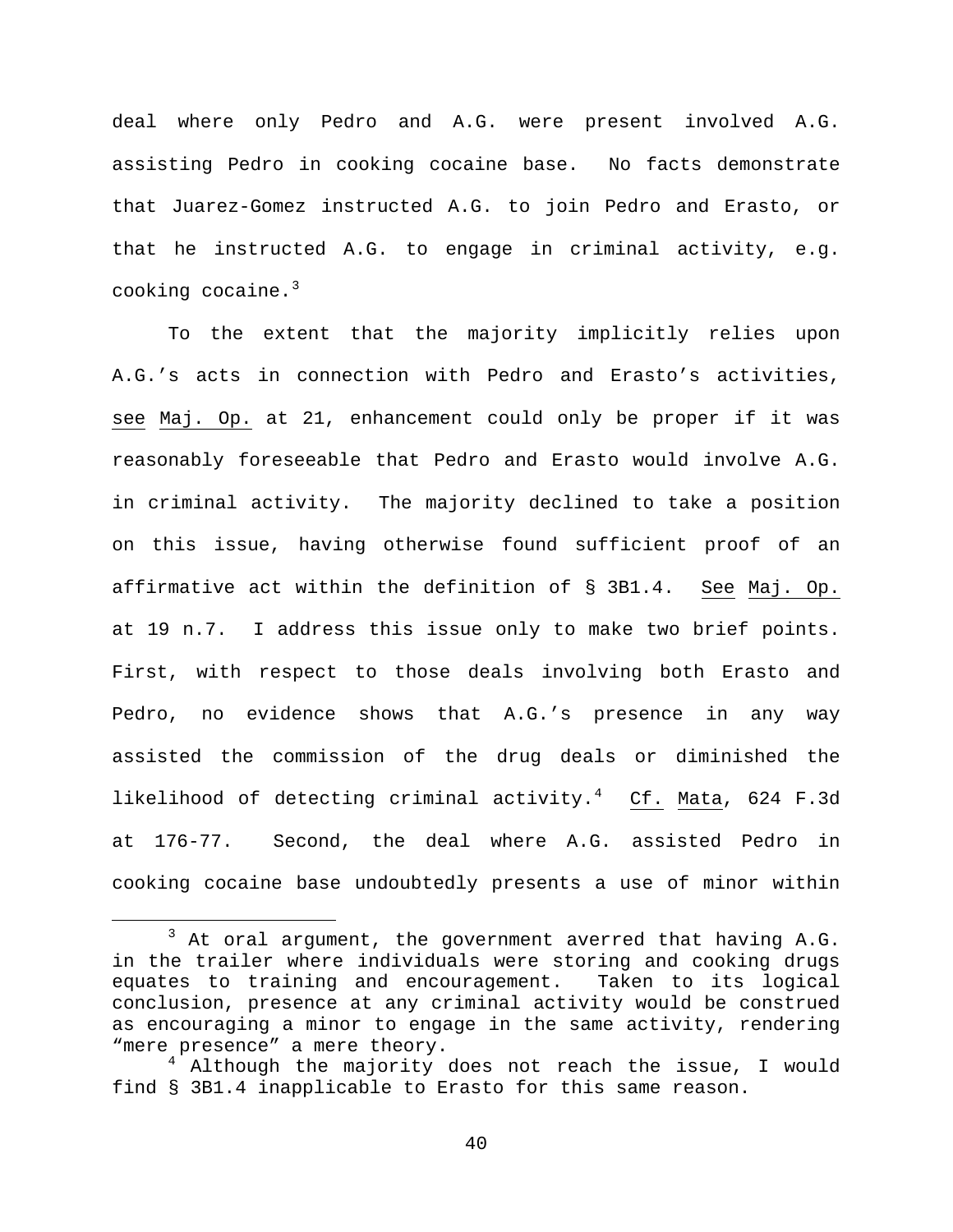deal where only Pedro and A.G. were present involved A.G. assisting Pedro in cooking cocaine base. No facts demonstrate that Juarez-Gomez instructed A.G. to join Pedro and Erasto, or that he instructed A.G. to engage in criminal activity, e.g. cooking cocaine.[3]

To the extent that the majority implicitly relies upon A.G.'s acts in connection with Pedro and Erasto's activities, see Maj. Op. at 21, enhancement could only be proper if it was reasonably foreseeable that Pedro and Erasto would involve A.G. in criminal activity. The majority declined to take a position on this issue, having otherwise found sufficient proof of an affirmative act within the definition of § 3B1.4. See Maj. Op. at 19 n.7. I address this issue only to make two brief points. First, with respect to those deals involving both Erasto and Pedro, no evidence shows that A.G.'s presence in any way assisted the commission of the drug deals or diminished the likelihood of detecting criminal activity.[4] Cf. Mata, 624 F.3d at 176-77. Second, the deal where A.G. assisted Pedro in cooking cocaine base undoubtedly presents a use of minor within

---

[3] At oral argument, the government averred that having A.G. in the trailer where individuals were storing and cooking drugs equates to training and encouragement. Taken to its logical conclusion, presence at any criminal activity would be construed as encouraging a minor to engage in the same activity, rendering "mere presence" a mere theory.

[4] Although the majority does not reach the issue, I would find § 3B1.4 inapplicable to Erasto for this same reason.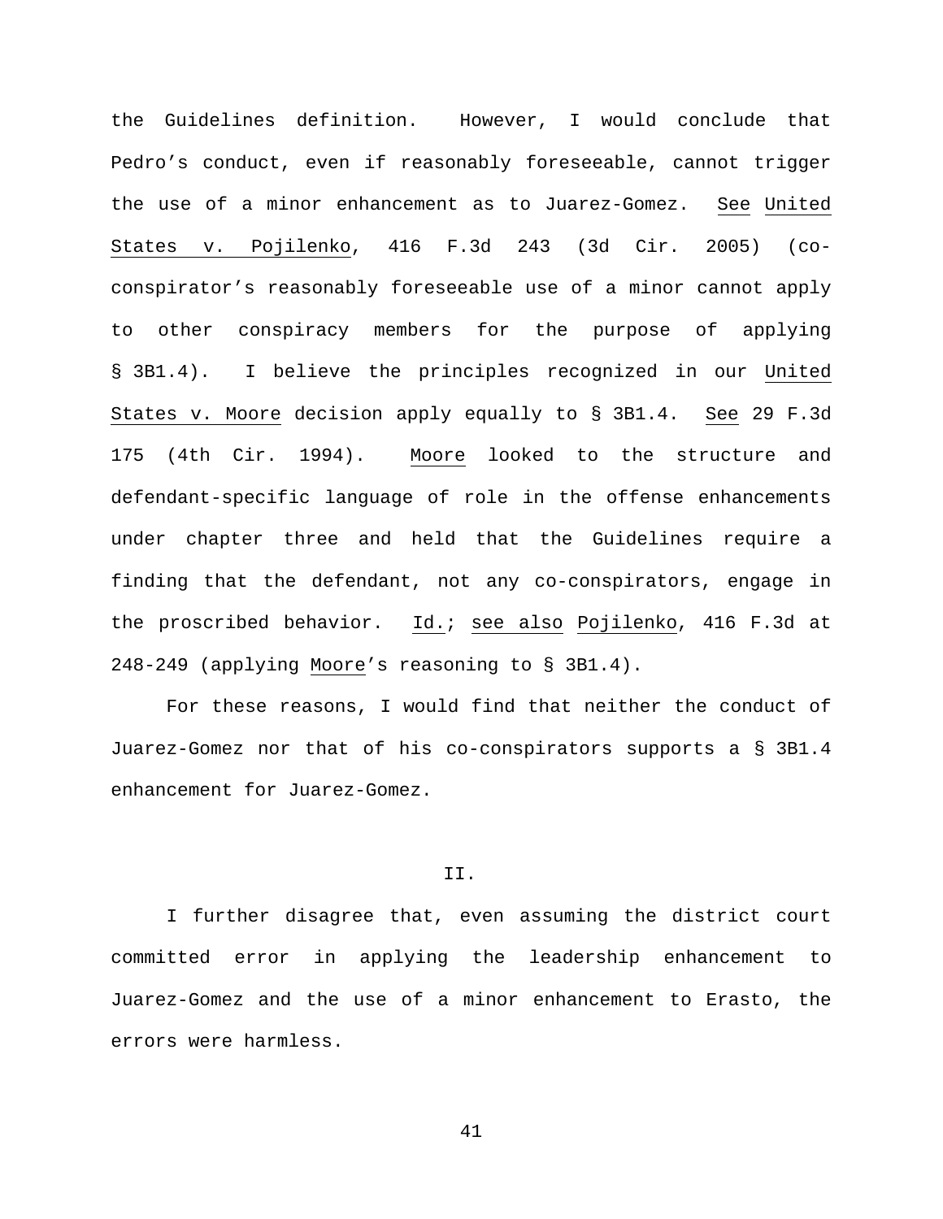the Guidelines definition. However, I would conclude that Pedro's conduct, even if reasonably foreseeable, cannot trigger the use of a minor enhancement as to Juarez-Gomez. See United States v. Pojilenko, 416 F.3d 243 (3d Cir. 2005) (co-conspirator's reasonably foreseeable use of a minor cannot apply to other conspiracy members for the purpose of applying § 3B1.4). I believe the principles recognized in our United States v. Moore decision apply equally to § 3B1.4. See 29 F.3d 175 (4th Cir. 1994). Moore looked to the structure and defendant-specific language of role in the offense enhancements under chapter three and held that the Guidelines require a finding that the defendant, not any co-conspirators, engage in the proscribed behavior. Id.; see also Pojilenko, 416 F.3d at 248-249 (applying Moore's reasoning to § 3B1.4).

For these reasons, I would find that neither the conduct of Juarez-Gomez nor that of his co-conspirators supports a § 3B1.4 enhancement for Juarez-Gomez.

## II.

I further disagree that, even assuming the district court committed error in applying the leadership enhancement to Juarez-Gomez and the use of a minor enhancement to Erasto, the errors were harmless.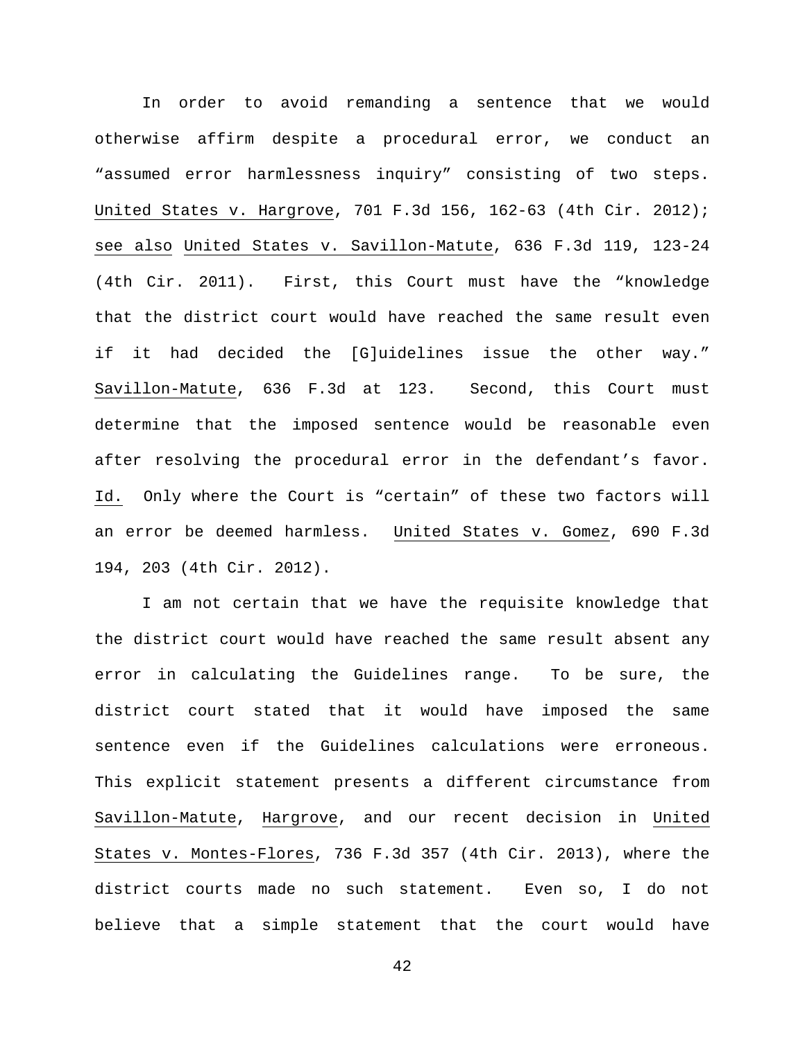In order to avoid remanding a sentence that we would otherwise affirm despite a procedural error, we conduct an "assumed error harmlessness inquiry" consisting of two steps. United States v. Hargrove, 701 F.3d 156, 162-63 (4th Cir. 2012); see also United States v. Savillon-Matute, 636 F.3d 119, 123-24 (4th Cir. 2011). First, this Court must have the "knowledge that the district court would have reached the same result even if it had decided the [G]uidelines issue the other way." Savillon-Matute, 636 F.3d at 123. Second, this Court must determine that the imposed sentence would be reasonable even after resolving the procedural error in the defendant's favor. Id. Only where the Court is "certain" of these two factors will an error be deemed harmless. United States v. Gomez, 690 F.3d 194, 203 (4th Cir. 2012).

I am not certain that we have the requisite knowledge that the district court would have reached the same result absent any error in calculating the Guidelines range. To be sure, the district court stated that it would have imposed the same sentence even if the Guidelines calculations were erroneous. This explicit statement presents a different circumstance from Savillon-Matute, Hargrove, and our recent decision in United States v. Montes-Flores, 736 F.3d 357 (4th Cir. 2013), where the district courts made no such statement. Even so, I do not believe that a simple statement that the court would have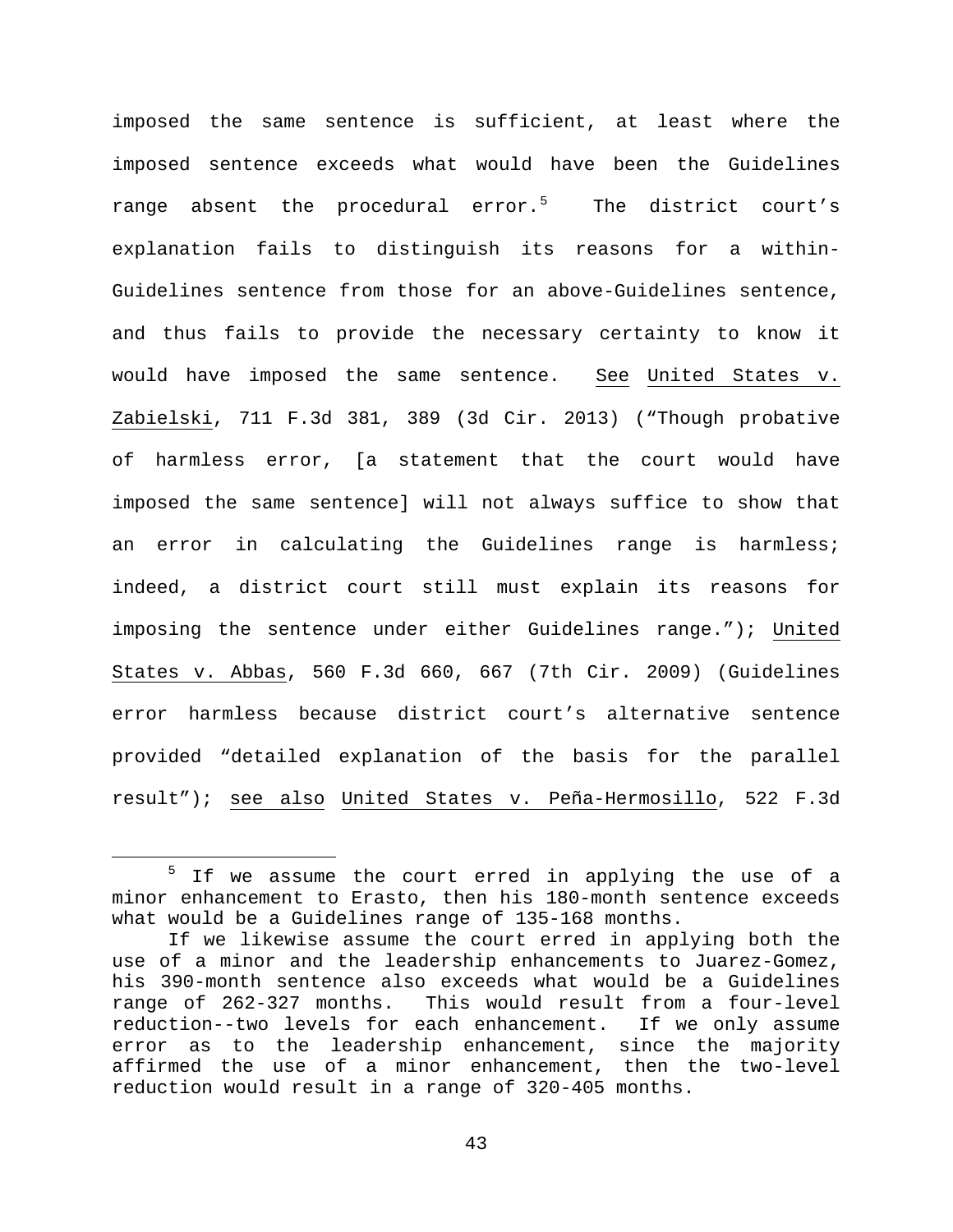imposed the same sentence is sufficient, at least where the imposed sentence exceeds what would have been the Guidelines range absent the procedural error.[5] The district court's explanation fails to distinguish its reasons for a within-Guidelines sentence from those for an above-Guidelines sentence, and thus fails to provide the necessary certainty to know it would have imposed the same sentence. See United States v. Zabielski, 711 F.3d 381, 389 (3d Cir. 2013) ("Though probative of harmless error, [a statement that the court would have imposed the same sentence] will not always suffice to show that an error in calculating the Guidelines range is harmless; indeed, a district court still must explain its reasons for imposing the sentence under either Guidelines range."); United States v. Abbas, 560 F.3d 660, 667 (7th Cir. 2009) (Guidelines error harmless because district court's alternative sentence provided "detailed explanation of the basis for the parallel result"); see also United States v. Peña-Hermosillo, 522 F.3d

---

[5] If we assume the court erred in applying the use of a minor enhancement to Erasto, then his 180-month sentence exceeds what would be a Guidelines range of 135-168 months.

If we likewise assume the court erred in applying both the use of a minor and the leadership enhancements to Juarez-Gomez, his 390-month sentence also exceeds what would be a Guidelines range of 262-327 months. This would result from a four-level reduction--two levels for each enhancement. If we only assume error as to the leadership enhancement, since the majority affirmed the use of a minor enhancement, then the two-level reduction would result in a range of 320-405 months.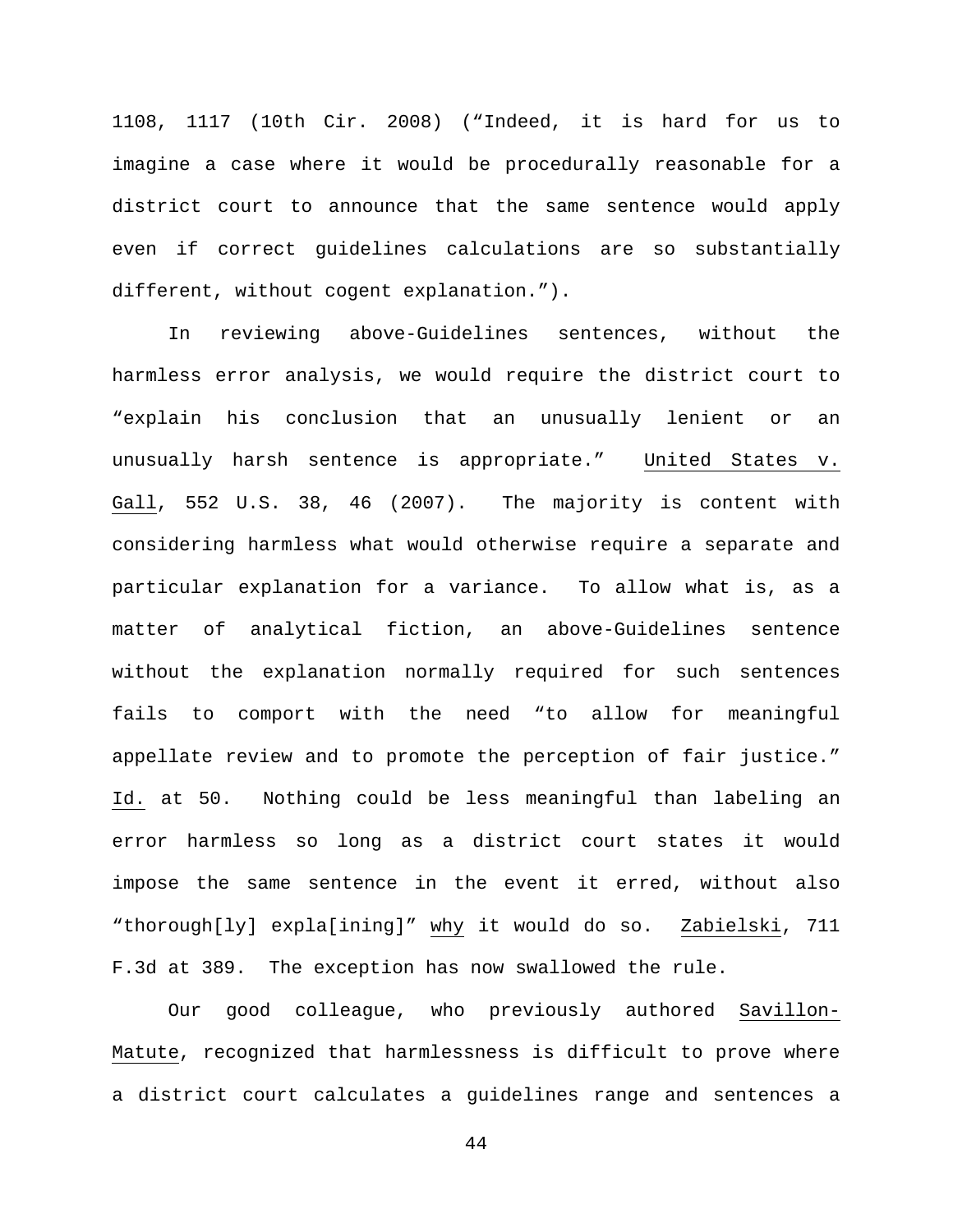1108, 1117 (10th Cir. 2008) ("Indeed, it is hard for us to imagine a case where it would be procedurally reasonable for a district court to announce that the same sentence would apply even if correct guidelines calculations are so substantially different, without cogent explanation.").

In reviewing above-Guidelines sentences, without the harmless error analysis, we would require the district court to "explain his conclusion that an unusually lenient or an unusually harsh sentence is appropriate." United States v. Gall, 552 U.S. 38, 46 (2007). The majority is content with considering harmless what would otherwise require a separate and particular explanation for a variance. To allow what is, as a matter of analytical fiction, an above-Guidelines sentence without the explanation normally required for such sentences fails to comport with the need "to allow for meaningful appellate review and to promote the perception of fair justice." Id. at 50. Nothing could be less meaningful than labeling an error harmless so long as a district court states it would impose the same sentence in the event it erred, without also "thorough[ly] expla[ining]" why it would do so. Zabielski, 711 F.3d at 389. The exception has now swallowed the rule.

Our good colleague, who previously authored Savillon-Matute, recognized that harmlessness is difficult to prove where a district court calculates a guidelines range and sentences a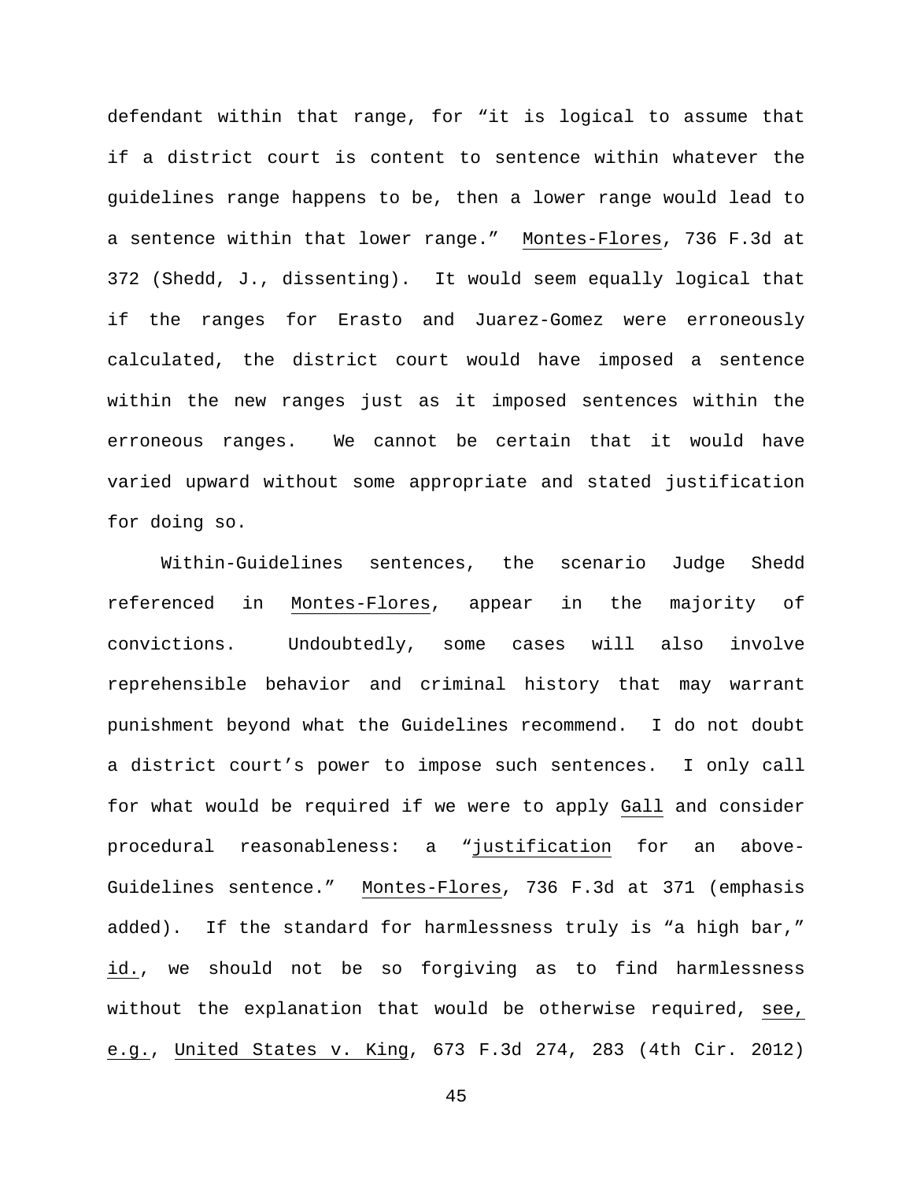defendant within that range, for "it is logical to assume that if a district court is content to sentence within whatever the guidelines range happens to be, then a lower range would lead to a sentence within that lower range." Montes-Flores, 736 F.3d at 372 (Shedd, J., dissenting). It would seem equally logical that if the ranges for Erasto and Juarez-Gomez were erroneously calculated, the district court would have imposed a sentence within the new ranges just as it imposed sentences within the erroneous ranges. We cannot be certain that it would have varied upward without some appropriate and stated justification for doing so.

Within-Guidelines sentences, the scenario Judge Shedd referenced in Montes-Flores, appear in the majority of convictions. Undoubtedly, some cases will also involve reprehensible behavior and criminal history that may warrant punishment beyond what the Guidelines recommend. I do not doubt a district court's power to impose such sentences. I only call for what would be required if we were to apply Gall and consider procedural reasonableness: a "justification for an above-Guidelines sentence." Montes-Flores, 736 F.3d at 371 (emphasis added). If the standard for harmlessness truly is "a high bar," id., we should not be so forgiving as to find harmlessness without the explanation that would be otherwise required, see, e.g., United States v. King, 673 F.3d 274, 283 (4th Cir. 2012)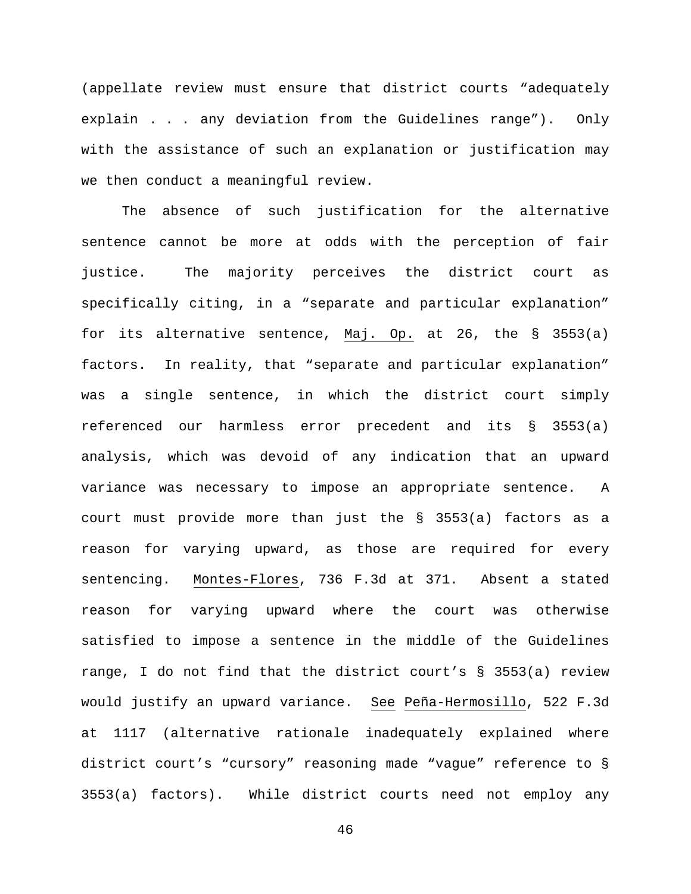(appellate review must ensure that district courts "adequately explain . . . any deviation from the Guidelines range"). Only with the assistance of such an explanation or justification may we then conduct a meaningful review.

The absence of such justification for the alternative sentence cannot be more at odds with the perception of fair justice. The majority perceives the district court as specifically citing, in a "separate and particular explanation" for its alternative sentence, Maj. Op. at 26, the § 3553(a) factors. In reality, that "separate and particular explanation" was a single sentence, in which the district court simply referenced our harmless error precedent and its § 3553(a) analysis, which was devoid of any indication that an upward variance was necessary to impose an appropriate sentence. A court must provide more than just the § 3553(a) factors as a reason for varying upward, as those are required for every sentencing. Montes-Flores, 736 F.3d at 371. Absent a stated reason for varying upward where the court was otherwise satisfied to impose a sentence in the middle of the Guidelines range, I do not find that the district court's § 3553(a) review would justify an upward variance. See Peña-Hermosillo, 522 F.3d at 1117 (alternative rationale inadequately explained where district court's "cursory" reasoning made "vague" reference to § 3553(a) factors). While district courts need not employ any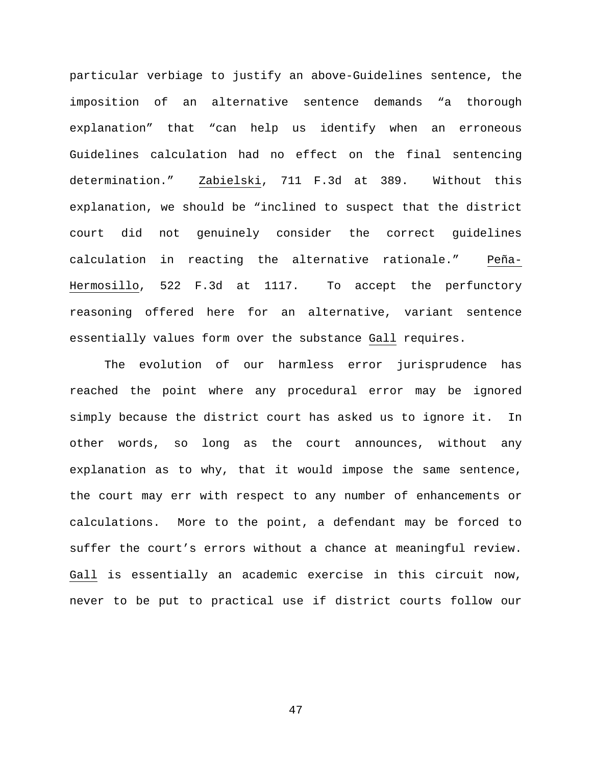particular verbiage to justify an above-Guidelines sentence, the imposition of an alternative sentence demands "a thorough explanation" that "can help us identify when an erroneous Guidelines calculation had no effect on the final sentencing determination." Zabielski, 711 F.3d at 389. Without this explanation, we should be "inclined to suspect that the district court did not genuinely consider the correct guidelines calculation in reacting the alternative rationale." Peña-Hermosillo, 522 F.3d at 1117. To accept the perfunctory reasoning offered here for an alternative, variant sentence essentially values form over the substance Gall requires.

The evolution of our harmless error jurisprudence has reached the point where any procedural error may be ignored simply because the district court has asked us to ignore it. In other words, so long as the court announces, without any explanation as to why, that it would impose the same sentence, the court may err with respect to any number of enhancements or calculations. More to the point, a defendant may be forced to suffer the court's errors without a chance at meaningful review. Gall is essentially an academic exercise in this circuit now, never to be put to practical use if district courts follow our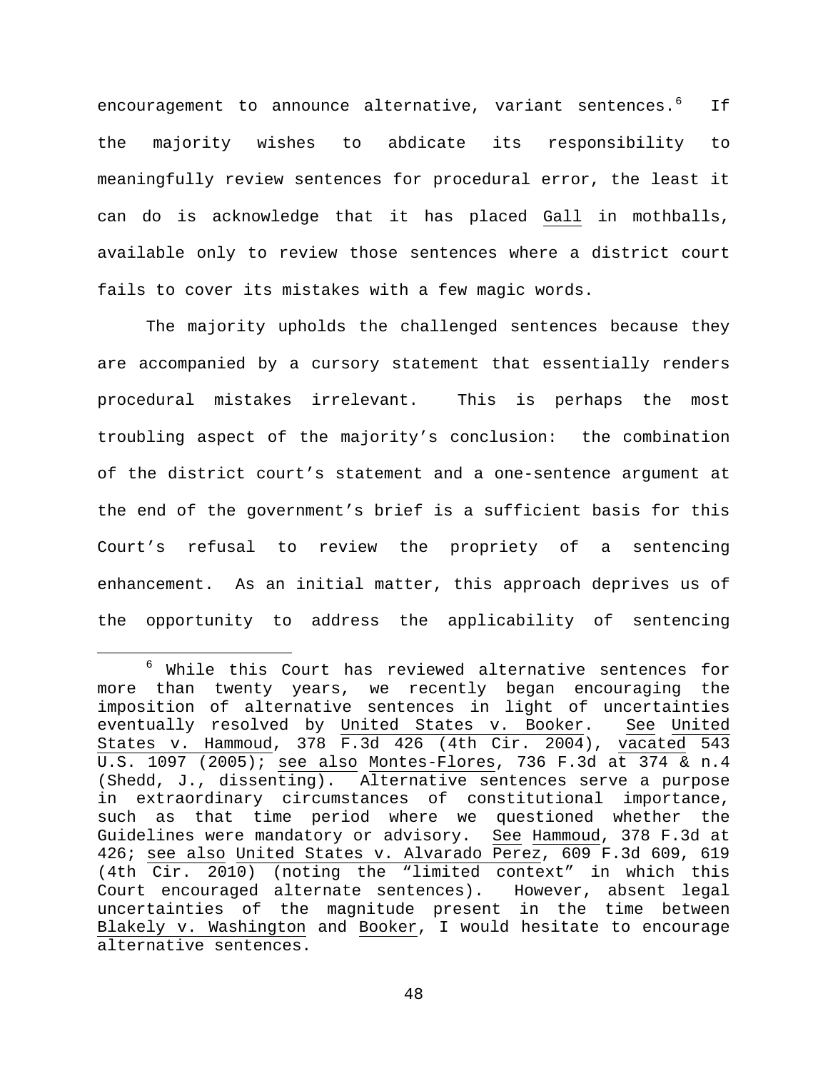encouragement to announce alternative, variant sentences.[6] If the majority wishes to abdicate its responsibility to meaningfully review sentences for procedural error, the least it can do is acknowledge that it has placed Gall in mothballs, available only to review those sentences where a district court fails to cover its mistakes with a few magic words.

The majority upholds the challenged sentences because they are accompanied by a cursory statement that essentially renders procedural mistakes irrelevant. This is perhaps the most troubling aspect of the majority's conclusion: the combination of the district court's statement and a one-sentence argument at the end of the government's brief is a sufficient basis for this Court's refusal to review the propriety of a sentencing enhancement. As an initial matter, this approach deprives us of the opportunity to address the applicability of sentencing

[6] While this Court has reviewed alternative sentences for more than twenty years, we recently began encouraging the imposition of alternative sentences in light of uncertainties eventually resolved by United States v. Booker. See United States v. Hammoud, 378 F.3d 426 (4th Cir. 2004), vacated 543 U.S. 1097 (2005); see also Montes-Flores, 736 F.3d at 374 & n.4 (Shedd, J., dissenting). Alternative sentences serve a purpose in extraordinary circumstances of constitutional importance, such as that time period where we questioned whether the Guidelines were mandatory or advisory. See Hammoud, 378 F.3d at 426; see also United States v. Alvarado Perez, 609 F.3d 609, 619 (4th Cir. 2010) (noting the "limited context" in which this Court encouraged alternate sentences). However, absent legal uncertainties of the magnitude present in the time between Blakely v. Washington and Booker, I would hesitate to encourage alternative sentences.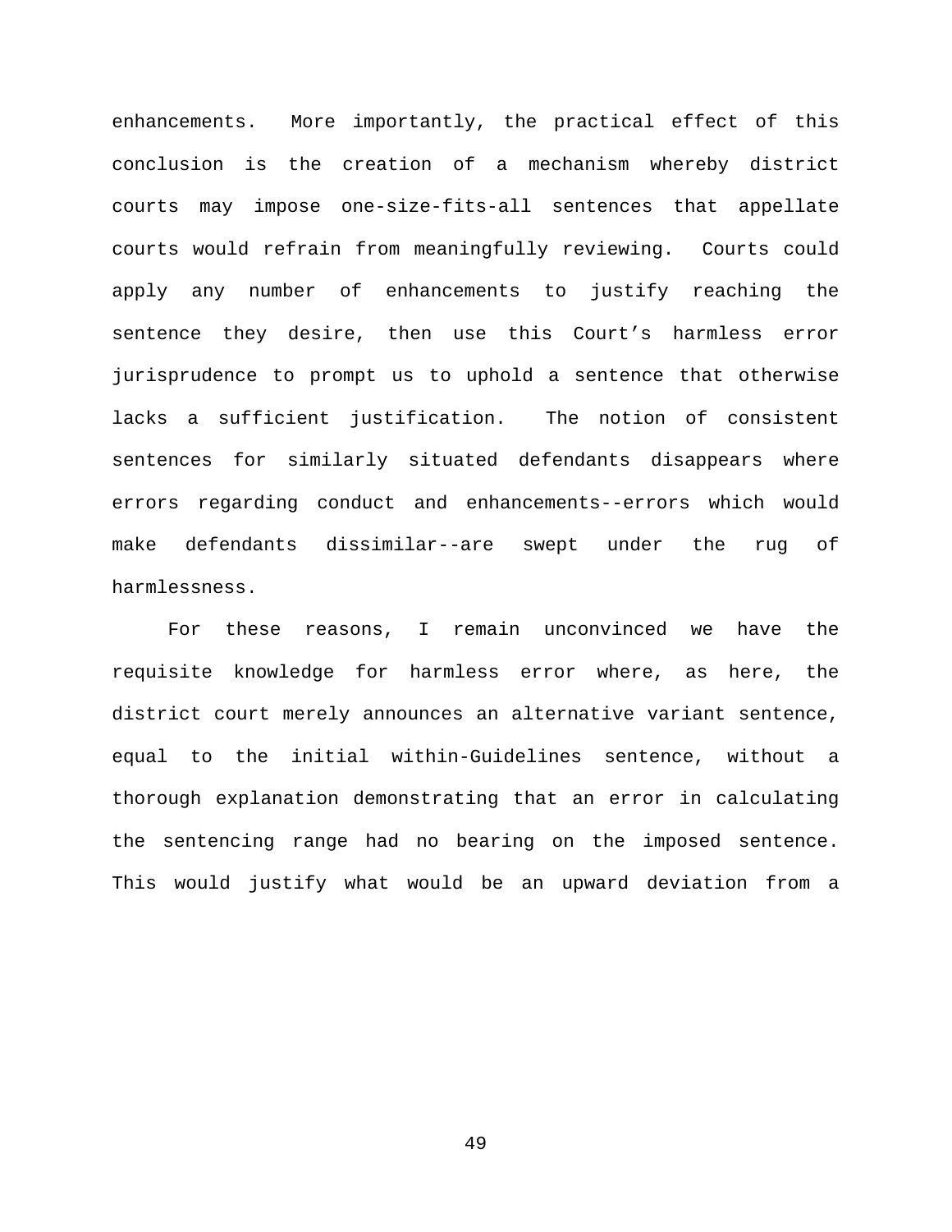enhancements. More importantly, the practical effect of this conclusion is the creation of a mechanism whereby district courts may impose one-size-fits-all sentences that appellate courts would refrain from meaningfully reviewing. Courts could apply any number of enhancements to justify reaching the sentence they desire, then use this Court’s harmless error jurisprudence to prompt us to uphold a sentence that otherwise lacks a sufficient justification. The notion of consistent sentences for similarly situated defendants disappears where errors regarding conduct and enhancements--errors which would make defendants dissimilar--are swept under the rug of harmlessness.

For these reasons, I remain unconvinced we have the requisite knowledge for harmless error where, as here, the district court merely announces an alternative variant sentence, equal to the initial within-Guidelines sentence, without a thorough explanation demonstrating that an error in calculating the sentencing range had no bearing on the imposed sentence. This would justify what would be an upward deviation from a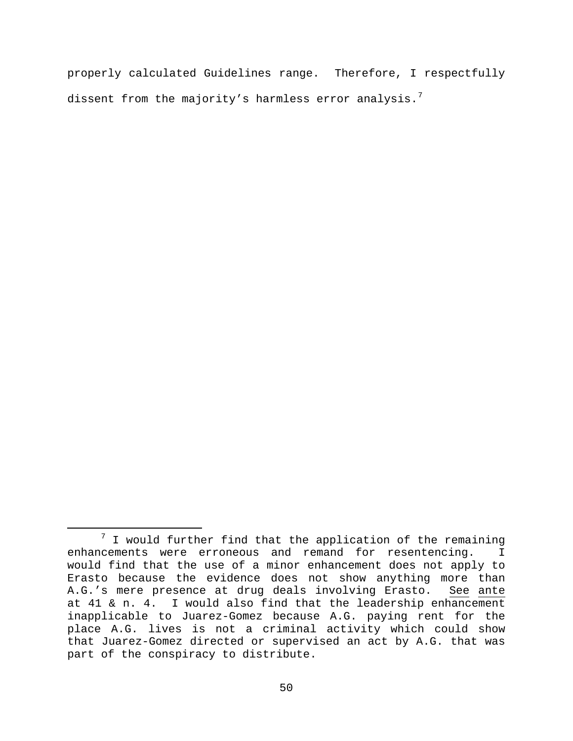properly calculated Guidelines range. Therefore, I respectfully dissent from the majority's harmless error analysis.[7]

---

[7] I would further find that the application of the remaining enhancements were erroneous and remand for resentencing. I would find that the use of a minor enhancement does not apply to Erasto because the evidence does not show anything more than A.G.'s mere presence at drug deals involving Erasto. See ante at 41 & n. 4. I would also find that the leadership enhancement inapplicable to Juarez-Gomez because A.G. paying rent for the place A.G. lives is not a criminal activity which could show that Juarez-Gomez directed or supervised an act by A.G. that was part of the conspiracy to distribute.